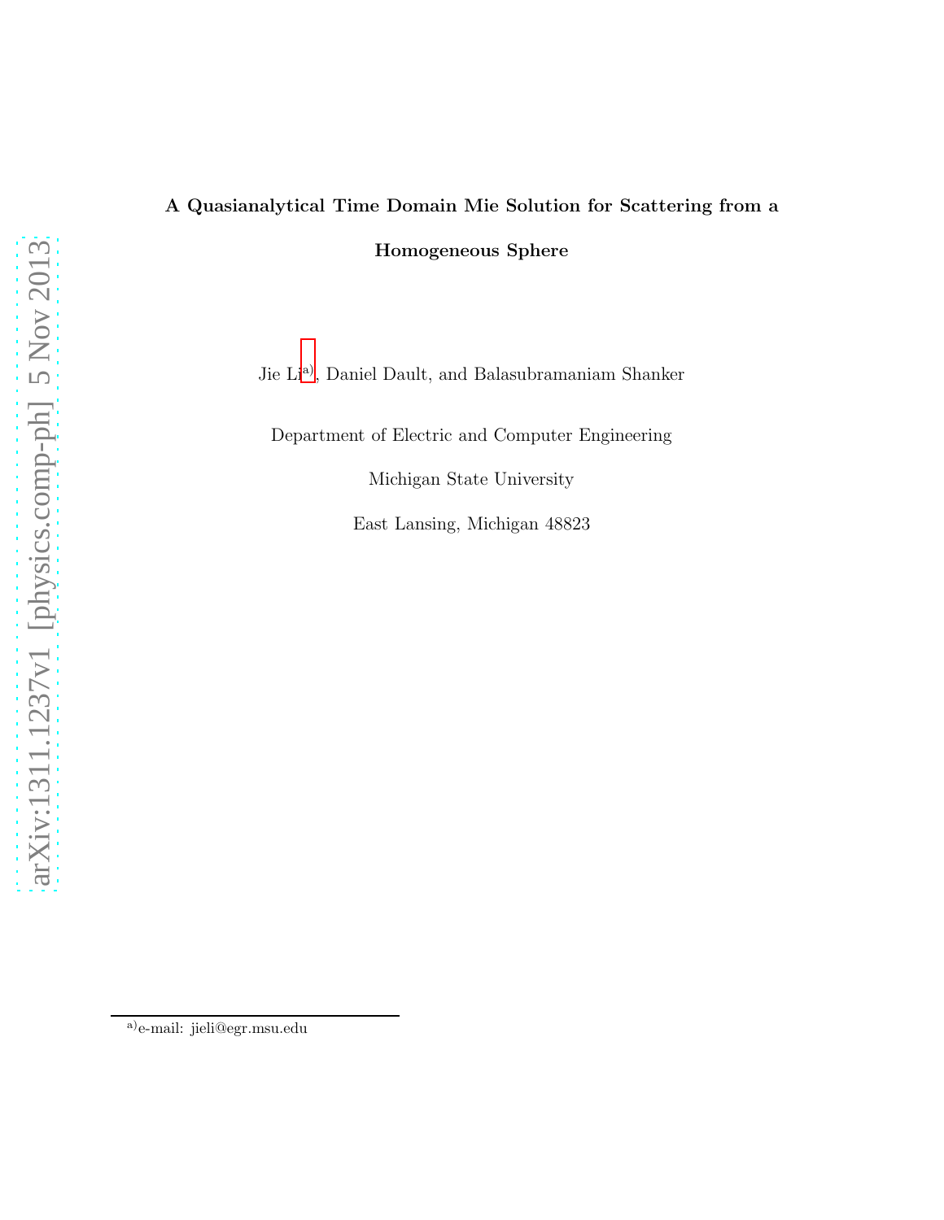# A Quasianalytical Time Domain Mie Solution for Scattering from a Homogeneous Sphere

Jie Li[a], Daniel Dault, and Balasubramaniam Shanker

Department of Electric and Computer Engineering

Michigan State University

East Lansing, Michigan 48823

[a] e-mail: jieli@egr.msu.edu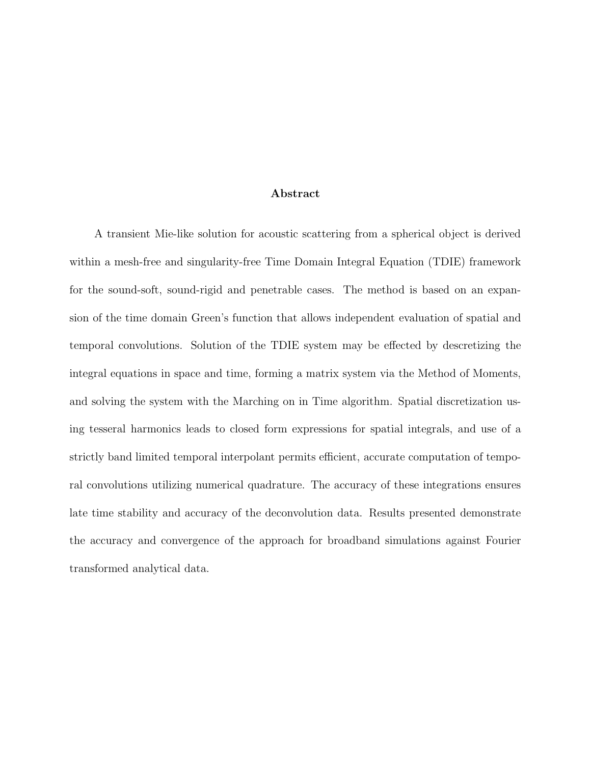## Abstract

A transient Mie-like solution for acoustic scattering from a spherical object is derived within a mesh-free and singularity-free Time Domain Integral Equation (TDIE) framework for the sound-soft, sound-rigid and penetrable cases. The method is based on an expansion of the time domain Green's function that allows independent evaluation of spatial and temporal convolutions. Solution of the TDIE system may be effected by descretizing the integral equations in space and time, forming a matrix system via the Method of Moments, and solving the system with the Marching on in Time algorithm. Spatial discretization using tesseral harmonics leads to closed form expressions for spatial integrals, and use of a strictly band limited temporal interpolant permits efficient, accurate computation of temporal convolutions utilizing numerical quadrature. The accuracy of these integrations ensures late time stability and accuracy of the deconvolution data. Results presented demonstrate the accuracy and convergence of the approach for broadband simulations against Fourier transformed analytical data.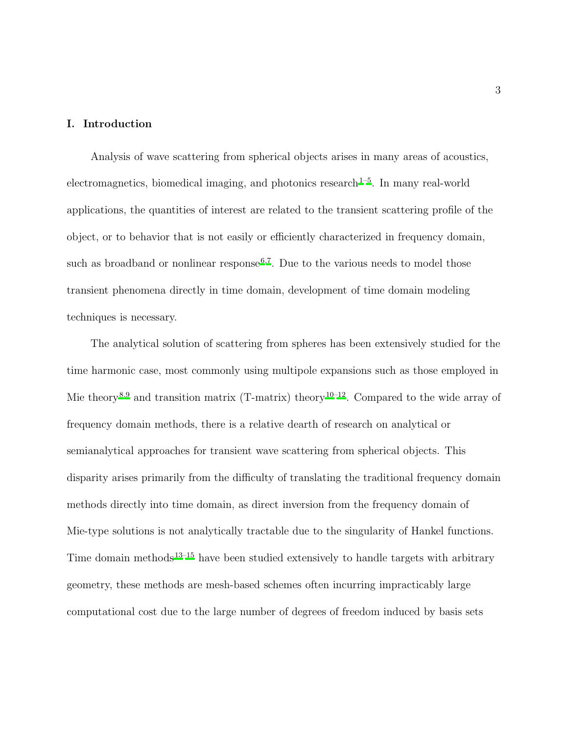## I. Introduction

Analysis of wave scattering from spherical objects arises in many areas of acoustics, electromagnetics, biomedical imaging, and photonics research[1–5]. In many real-world applications, the quantities of interest are related to the transient scattering profile of the object, or to behavior that is not easily or efficiently characterized in frequency domain, such as broadband or nonlinear response[6,7]. Due to the various needs to model those transient phenomena directly in time domain, development of time domain modeling techniques is necessary.

The analytical solution of scattering from spheres has been extensively studied for the time harmonic case, most commonly using multipole expansions such as those employed in Mie theory[8,9] and transition matrix (T-matrix) theory[10–12]. Compared to the wide array of frequency domain methods, there is a relative dearth of research on analytical or semianalytical approaches for transient wave scattering from spherical objects. This disparity arises primarily from the difficulty of translating the traditional frequency domain methods directly into time domain, as direct inversion from the frequency domain of Mie-type solutions is not analytically tractable due to the singularity of Hankel functions. Time domain methods[13–15] have been studied extensively to handle targets with arbitrary geometry, these methods are mesh-based schemes often incurring impractically large computational cost due to the large number of degrees of freedom induced by basis sets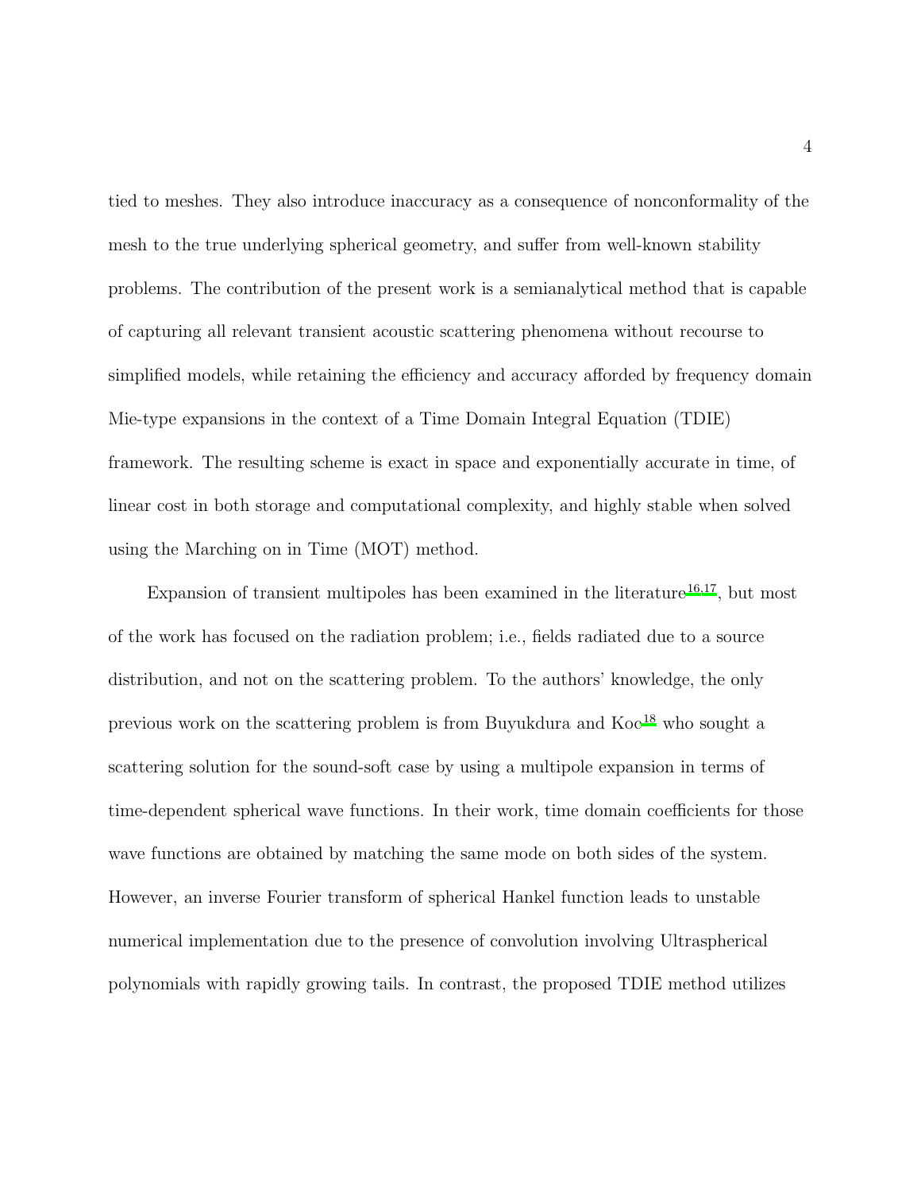tied to meshes. They also introduce inaccuracy as a consequence of nonconformality of the mesh to the true underlying spherical geometry, and suffer from well-known stability problems. The contribution of the present work is a semianalytical method that is capable of capturing all relevant transient acoustic scattering phenomena without recourse to simplified models, while retaining the efficiency and accuracy afforded by frequency domain Mie-type expansions in the context of a Time Domain Integral Equation (TDIE) framework. The resulting scheme is exact in space and exponentially accurate in time, of linear cost in both storage and computational complexity, and highly stable when solved using the Marching on in Time (MOT) method.

Expansion of transient multipoles has been examined in the literature[16,17], but most of the work has focused on the radiation problem; i.e., fields radiated due to a source distribution, and not on the scattering problem. To the authors' knowledge, the only previous work on the scattering problem is from Buyukdura and Koc[18] who sought a scattering solution for the sound-soft case by using a multipole expansion in terms of time-dependent spherical wave functions. In their work, time domain coefficients for those wave functions are obtained by matching the same mode on both sides of the system. However, an inverse Fourier transform of spherical Hankel function leads to unstable numerical implementation due to the presence of convolution involving Ultraspherical polynomials with rapidly growing tails. In contrast, the proposed TDIE method utilizes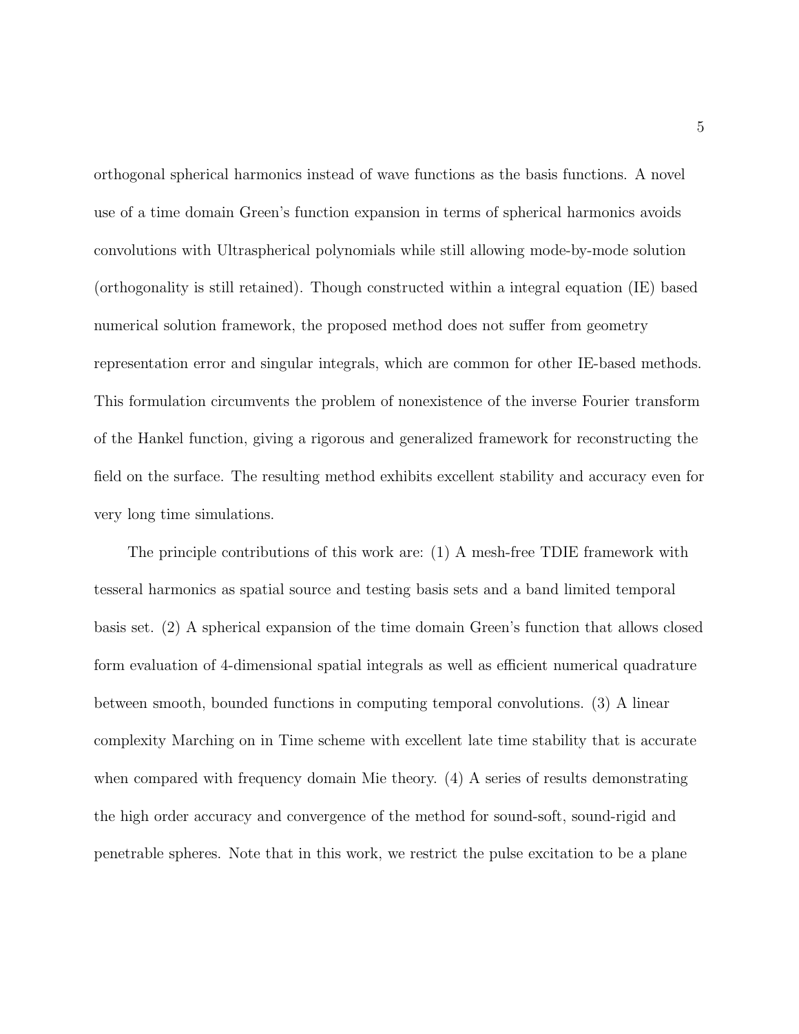orthogonal spherical harmonics instead of wave functions as the basis functions. A novel use of a time domain Green's function expansion in terms of spherical harmonics avoids convolutions with Ultraspherical polynomials while still allowing mode-by-mode solution (orthogonality is still retained). Though constructed within a integral equation (IE) based numerical solution framework, the proposed method does not suffer from geometry representation error and singular integrals, which are common for other IE-based methods. This formulation circumvents the problem of nonexistence of the inverse Fourier transform of the Hankel function, giving a rigorous and generalized framework for reconstructing the field on the surface. The resulting method exhibits excellent stability and accuracy even for very long time simulations.

The principle contributions of this work are: (1) A mesh-free TDIE framework with tesseral harmonics as spatial source and testing basis sets and a band limited temporal basis set. (2) A spherical expansion of the time domain Green's function that allows closed form evaluation of 4-dimensional spatial integrals as well as efficient numerical quadrature between smooth, bounded functions in computing temporal convolutions. (3) A linear complexity Marching on in Time scheme with excellent late time stability that is accurate when compared with frequency domain Mie theory. (4) A series of results demonstrating the high order accuracy and convergence of the method for sound-soft, sound-rigid and penetrable spheres. Note that in this work, we restrict the pulse excitation to be a plane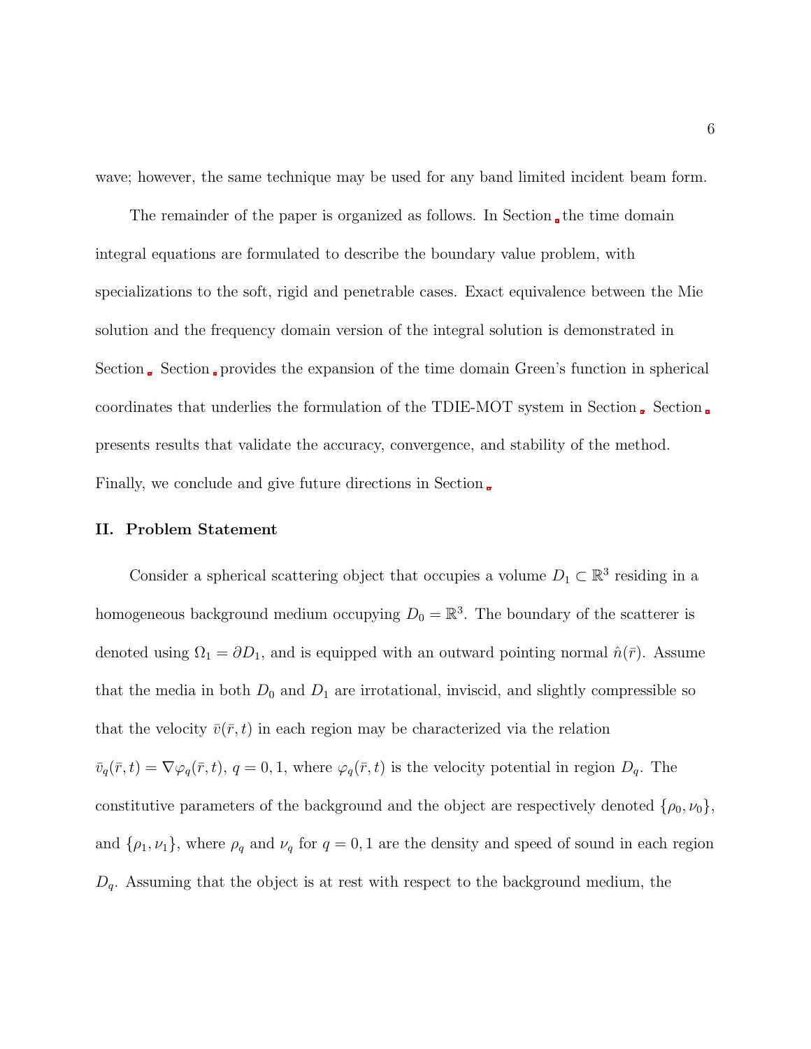wave; however, the same technique may be used for any band limited incident beam form.

The remainder of the paper is organized as follows. In Section  the time domain integral equations are formulated to describe the boundary value problem, with specializations to the soft, rigid and penetrable cases. Exact equivalence between the Mie solution and the frequency domain version of the integral solution is demonstrated in Section . Section  provides the expansion of the time domain Green's function in spherical coordinates that underlies the formulation of the TDIE-MOT system in Section . Section  presents results that validate the accuracy, convergence, and stability of the method. Finally, we conclude and give future directions in Section .

## II. Problem Statement

Consider a spherical scattering object that occupies a volume $D_1 \subset \mathbb{R}^3$ residing in a homogeneous background medium occupying $D_0 = \mathbb{R}^3$. The boundary of the scatterer is denoted using $\Omega_1 = \partial D_1$, and is equipped with an outward pointing normal $\hat{n}(\bar{r})$. Assume that the media in both $D_0$ and $D_1$ are irrotational, inviscid, and slightly compressible so that the velocity $\bar{v}(\bar{r}, t)$ in each region may be characterized via the relation $\bar{v}_q(\bar{r}, t) = \nabla \varphi_q(\bar{r}, t)$, $q = 0, 1$, where $\varphi_q(\bar{r}, t)$ is the velocity potential in region $D_q$. The constitutive parameters of the background and the object are respectively denoted $\{\rho_0, \nu_0\}$, and $\{\rho_1, \nu_1\}$, where $\rho_q$ and $\nu_q$ for $q = 0, 1$ are the density and speed of sound in each region $D_q$. Assuming that the object is at rest with respect to the background medium, the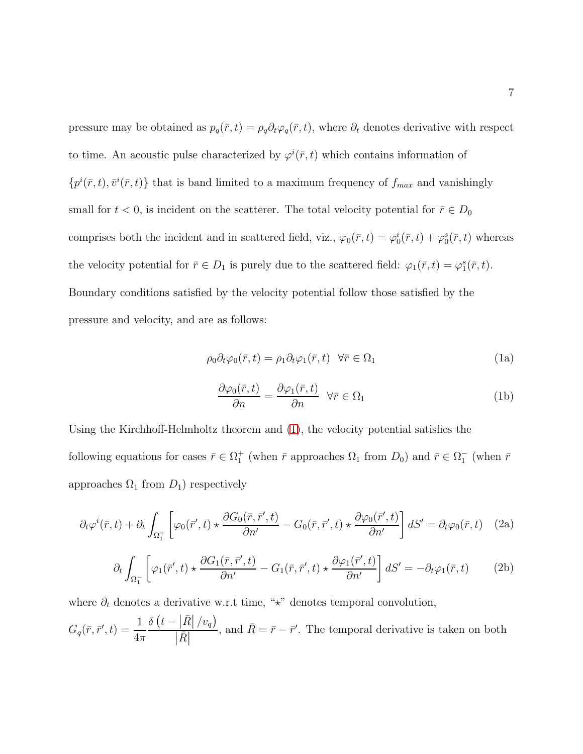pressure may be obtained as $p_q(\bar{r},t) = \rho_q \partial_t \varphi_q(\bar{r},t)$, where $\partial_t$ denotes derivative with respect to time. An acoustic pulse characterized by $\varphi^i(\bar{r},t)$ which contains information of $\{p^i(\bar{r},t), \bar{v}^i(\bar{r},t)\}$ that is band limited to a maximum frequency of $f_{max}$ and vanishingly small for $t < 0$, is incident on the scatterer. The total velocity potential for $\bar{r} \in D_0$ comprises both the incident and in scattered field, viz., $\varphi_0(\bar{r},t) = \varphi_0^i(\bar{r},t) + \varphi_0^s(\bar{r},t)$ whereas the velocity potential for $\bar{r} \in D_1$ is purely due to the scattered field: $\varphi_1(\bar{r},t) = \varphi_1^s(\bar{r},t)$. Boundary conditions satisfied by the velocity potential follow those satisfied by the pressure and velocity, and are as follows:

$$\rho_0 \partial_t \varphi_0(\bar{r},t) = \rho_1 \partial_t \varphi_1(\bar{r},t) \quad \forall \bar{r} \in \Omega_1 \tag{1a}$$

$$\frac{\partial \varphi_0(\bar{r},t)}{\partial n} = \frac{\partial \varphi_1(\bar{r},t)}{\partial n} \quad \forall \bar{r} \in \Omega_1 \tag{1b}$$

Using the Kirchhoff-Helmholtz theorem and (1), the velocity potential satisfies the following equations for cases $\bar{r} \in \Omega_1^+$ (when $\bar{r}$ approaches $\Omega_1$ from $D_0$) and $\bar{r} \in \Omega_1^-$ (when $\bar{r}$ approaches $\Omega_1$ from $D_1$) respectively

$$\partial_t \varphi^i(\bar{r},t) + \partial_t \int_{\Omega_1^+} \left[ \varphi_0(\bar{r}',t) \star \frac{\partial G_0(\bar{r},\bar{r}',t)}{\partial n'} - G_0(\bar{r},\bar{r}',t) \star \frac{\partial \varphi_0(\bar{r}',t)}{\partial n'} \right] dS' = \partial_t \varphi_0(\bar{r},t) \tag{2a}$$

$$\partial_t \int_{\Omega_1^-} \left[ \varphi_1(\bar{r}',t) \star \frac{\partial G_1(\bar{r},\bar{r}',t)}{\partial n'} - G_1(\bar{r},\bar{r}',t) \star \frac{\partial \varphi_1(\bar{r}',t)}{\partial n'} \right] dS' = -\partial_t \varphi_1(\bar{r},t) \tag{2b}$$

where $\partial_t$ denotes a derivative w.r.t time, "$\star$" denotes temporal convolution, $G_q(\bar{r},\bar{r}',t) = \dfrac{1}{4\pi} \dfrac{\delta\left(t - \left|\bar{R}\right| / v_q\right)}{\left|\bar{R}\right|}$, and $\bar{R} = \bar{r} - \bar{r}'$. The temporal derivative is taken on both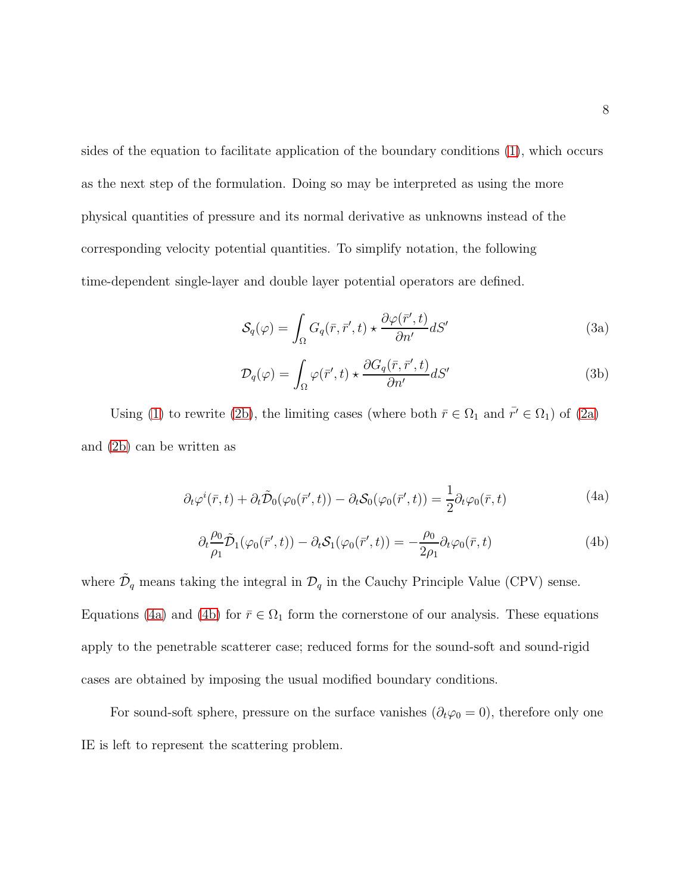sides of the equation to facilitate application of the boundary conditions (1), which occurs as the next step of the formulation. Doing so may be interpreted as using the more physical quantities of pressure and its normal derivative as unknowns instead of the corresponding velocity potential quantities. To simplify notation, the following time-dependent single-layer and double layer potential operators are defined.

$$\mathcal{S}_q(\varphi) = \int_\Omega G_q(\bar{r}, \bar{r}', t) \star \frac{\partial \varphi(\bar{r}', t)}{\partial n'} dS' \tag{3a}$$

$$\mathcal{D}_q(\varphi) = \int_\Omega \varphi(\bar{r}', t) \star \frac{\partial G_q(\bar{r}, \bar{r}', t)}{\partial n'} dS' \tag{3b}$$

Using (1) to rewrite (2b), the limiting cases (where both $\bar{r} \in \Omega_1$ and $\bar{r'} \in \Omega_1$) of (2a) and (2b) can be written as

$$\partial_t \varphi^i(\bar{r}, t) + \partial_t \tilde{\mathcal{D}}_0(\varphi_0(\bar{r}', t)) - \partial_t \mathcal{S}_0(\varphi_0(\bar{r}', t)) = \frac{1}{2} \partial_t \varphi_0(\bar{r}, t) \tag{4a}$$

$$\partial_t \frac{\rho_0}{\rho_1} \tilde{\mathcal{D}}_1(\varphi_0(\bar{r}', t)) - \partial_t \mathcal{S}_1(\varphi_0(\bar{r}', t)) = -\frac{\rho_0}{2\rho_1} \partial_t \varphi_0(\bar{r}, t) \tag{4b}$$

where $\tilde{\mathcal{D}}_q$ means taking the integral in $\mathcal{D}_q$ in the Cauchy Principle Value (CPV) sense. Equations (4a) and (4b) for $\bar{r} \in \Omega_1$ form the cornerstone of our analysis. These equations apply to the penetrable scatterer case; reduced forms for the sound-soft and sound-rigid cases are obtained by imposing the usual modified boundary conditions.

For sound-soft sphere, pressure on the surface vanishes ($\partial_t \varphi_0 = 0$), therefore only one IE is left to represent the scattering problem.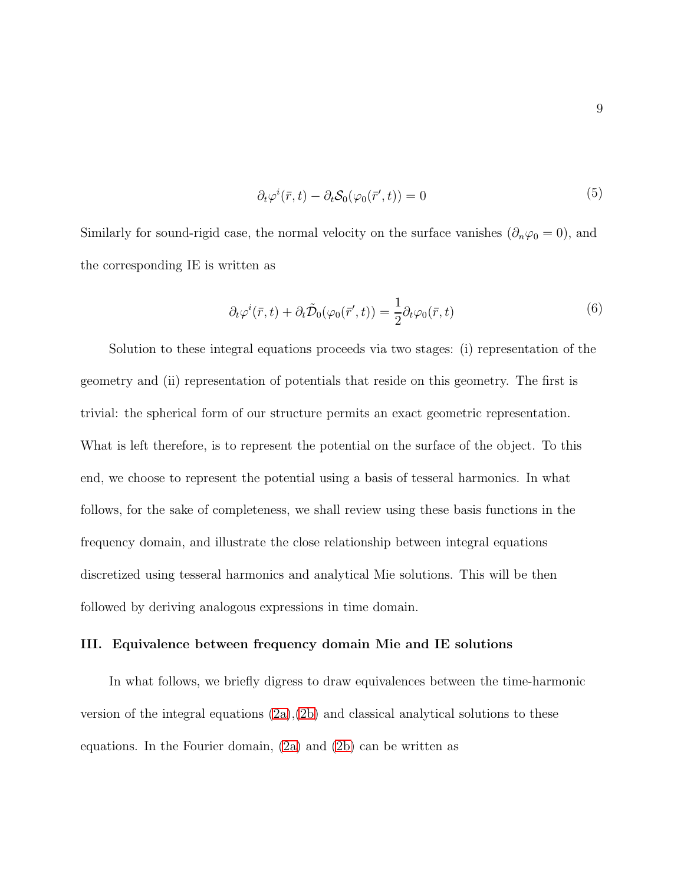$$\partial_t \varphi^i(\bar{r},t) - \partial_t \mathcal{S}_0(\varphi_0(\bar{r}',t)) = 0 \tag{5}$$

Similarly for sound-rigid case, the normal velocity on the surface vanishes ($\partial_n \varphi_0 = 0$), and the corresponding IE is written as

$$\partial_t \varphi^i(\bar{r},t) + \partial_t \tilde{\mathcal{D}}_0(\varphi_0(\bar{r}',t)) = \frac{1}{2}\partial_t \varphi_0(\bar{r},t) \tag{6}$$

Solution to these integral equations proceeds via two stages: (i) representation of the geometry and (ii) representation of potentials that reside on this geometry. The first is trivial: the spherical form of our structure permits an exact geometric representation. What is left therefore, is to represent the potential on the surface of the object. To this end, we choose to represent the potential using a basis of tesseral harmonics. In what follows, for the sake of completeness, we shall review using these basis functions in the frequency domain, and illustrate the close relationship between integral equations discretized using tesseral harmonics and analytical Mie solutions. This will be then followed by deriving analogous expressions in time domain.

## III. Equivalence between frequency domain Mie and IE solutions

In what follows, we briefly digress to draw equivalences between the time-harmonic version of the integral equations (2a),(2b) and classical analytical solutions to these equations. In the Fourier domain, (2a) and (2b) can be written as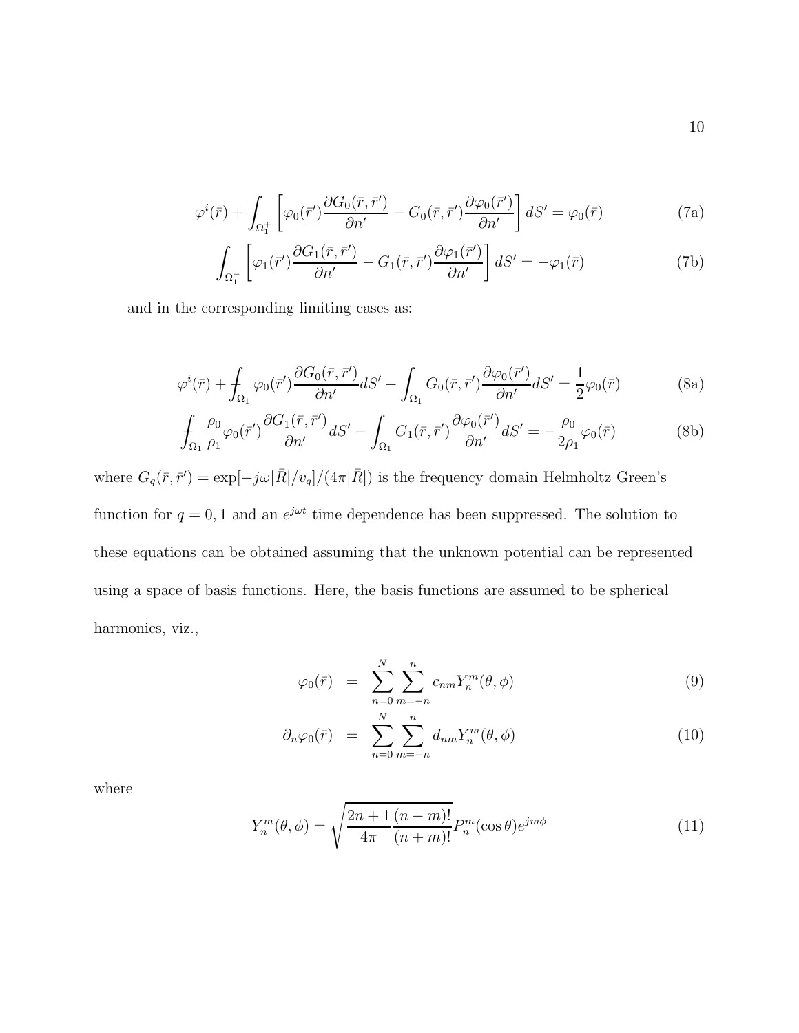$$\varphi^i(\bar{r}) + \int_{\Omega_1^+} \left[ \varphi_0(\bar{r}') \frac{\partial G_0(\bar{r}, \bar{r}')}{\partial n'} - G_0(\bar{r}, \bar{r}') \frac{\partial \varphi_0(\bar{r}')}{\partial n'} \right] dS' = \varphi_0(\bar{r}) \tag{7a}$$

$$\int_{\Omega_1^-} \left[ \varphi_1(\bar{r}') \frac{\partial G_1(\bar{r}, \bar{r}')}{\partial n'} - G_1(\bar{r}, \bar{r}') \frac{\partial \varphi_1(\bar{r}')}{\partial n'} \right] dS' = -\varphi_1(\bar{r}) \tag{7b}$$

and in the corresponding limiting cases as:

$$\varphi^i(\bar{r}) + \fint_{\Omega_1} \varphi_0(\bar{r}') \frac{\partial G_0(\bar{r}, \bar{r}')}{\partial n'} dS' - \int_{\Omega_1} G_0(\bar{r}, \bar{r}') \frac{\partial \varphi_0(\bar{r}')}{\partial n'} dS' = \frac{1}{2} \varphi_0(\bar{r}) \tag{8a}$$

$$\fint_{\Omega_1} \frac{\rho_0}{\rho_1} \varphi_0(\bar{r}') \frac{\partial G_1(\bar{r}, \bar{r}')}{\partial n'} dS' - \int_{\Omega_1} G_1(\bar{r}, \bar{r}') \frac{\partial \varphi_0(\bar{r}')}{\partial n'} dS' = -\frac{\rho_0}{2\rho_1} \varphi_0(\bar{r}) \tag{8b}$$

where $G_q(\bar{r}, \bar{r}') = \exp[-j\omega|\bar{R}|/v_q]/(4\pi|\bar{R}|)$ is the frequency domain Helmholtz Green's function for $q = 0, 1$ and an $e^{j\omega t}$ time dependence has been suppressed. The solution to these equations can be obtained assuming that the unknown potential can be represented using a space of basis functions. Here, the basis functions are assumed to be spherical harmonics, viz.,

$$\varphi_0(\bar{r}) = \sum_{n=0}^{N} \sum_{m=-n}^{n} c_{nm} Y_n^m(\theta, \phi) \tag{9}$$

$$\partial_n \varphi_0(\bar{r}) = \sum_{n=0}^{N} \sum_{m=-n}^{n} d_{nm} Y_n^m(\theta, \phi) \tag{10}$$

where

$$Y_n^m(\theta, \phi) = \sqrt{\frac{2n+1}{4\pi} \frac{(n-m)!}{(n+m)!}} P_n^m(\cos\theta) e^{jm\phi} \tag{11}$$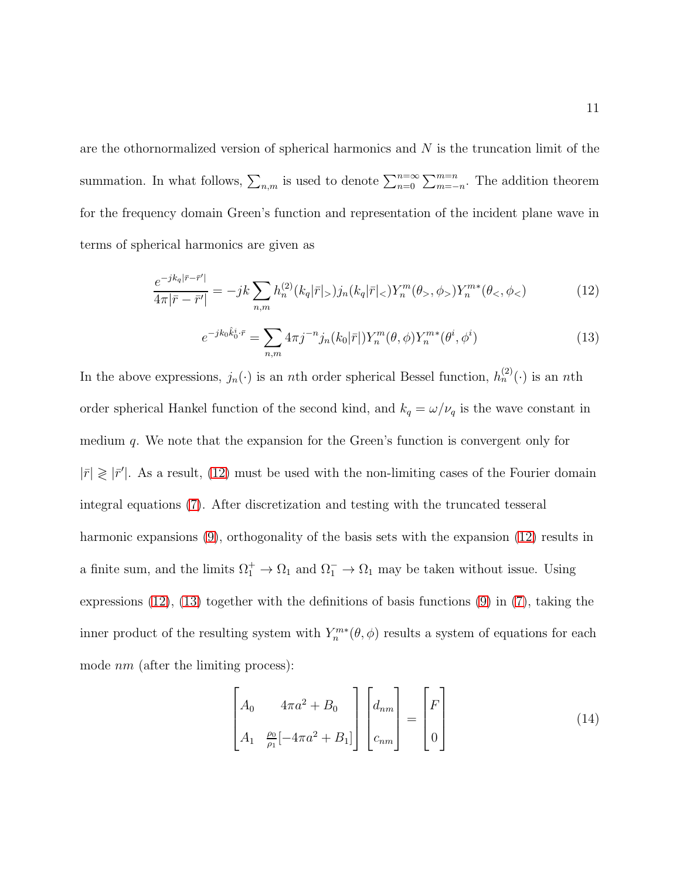are the othornormalized version of spherical harmonics and $N$ is the truncation limit of the summation. In what follows, $\sum_{n,m}$ is used to denote $\sum_{n=0}^{n=\infty}\sum_{m=-n}^{m=n}$. The addition theorem for the frequency domain Green's function and representation of the incident plane wave in terms of spherical harmonics are given as

$$\frac{e^{-jk_q|\bar{r}-\bar{r}'|}}{4\pi|\bar{r}-\bar{r}'|} = -jk\sum_{n,m} h_n^{(2)}(k_q|\bar{r}|_>)j_n(k_q|\bar{r}|_<)Y_n^m(\theta_>,\phi_>)Y_n^{m*}(\theta_<,\phi_<) \tag{12}$$

$$e^{-jk_0\hat{k}_0^i\cdot\bar{r}} = \sum_{n,m} 4\pi j^{-n} j_n(k_0|\bar{r}|)Y_n^m(\theta,\phi)Y_n^{m*}(\theta^i,\phi^i) \tag{13}$$

In the above expressions, $j_n(\cdot)$ is an $n$th order spherical Bessel function, $h_n^{(2)}(\cdot)$ is an $n$th order spherical Hankel function of the second kind, and $k_q = \omega/\nu_q$ is the wave constant in medium $q$. We note that the expansion for the Green's function is convergent only for $|\bar{r}| \gtrless |\bar{r}'|$. As a result, (12) must be used with the non-limiting cases of the Fourier domain integral equations (7). After discretization and testing with the truncated tesseral harmonic expansions (9), orthogonality of the basis sets with the expansion (12) results in a finite sum, and the limits $\Omega_1^+ \to \Omega_1$ and $\Omega_1^- \to \Omega_1$ may be taken without issue. Using expressions (12), (13) together with the definitions of basis functions (9) in (7), taking the inner product of the resulting system with $Y_n^{m*}(\theta,\phi)$ results a system of equations for each mode $nm$ (after the limiting process):

$$\begin{bmatrix} A_0 & 4\pi a^2 + B_0 \\ A_1 & \frac{\rho_0}{\rho_1}[-4\pi a^2 + B_1] \end{bmatrix} \begin{bmatrix} d_{nm} \\ c_{nm} \end{bmatrix} = \begin{bmatrix} F \\ 0 \end{bmatrix} \tag{14}$$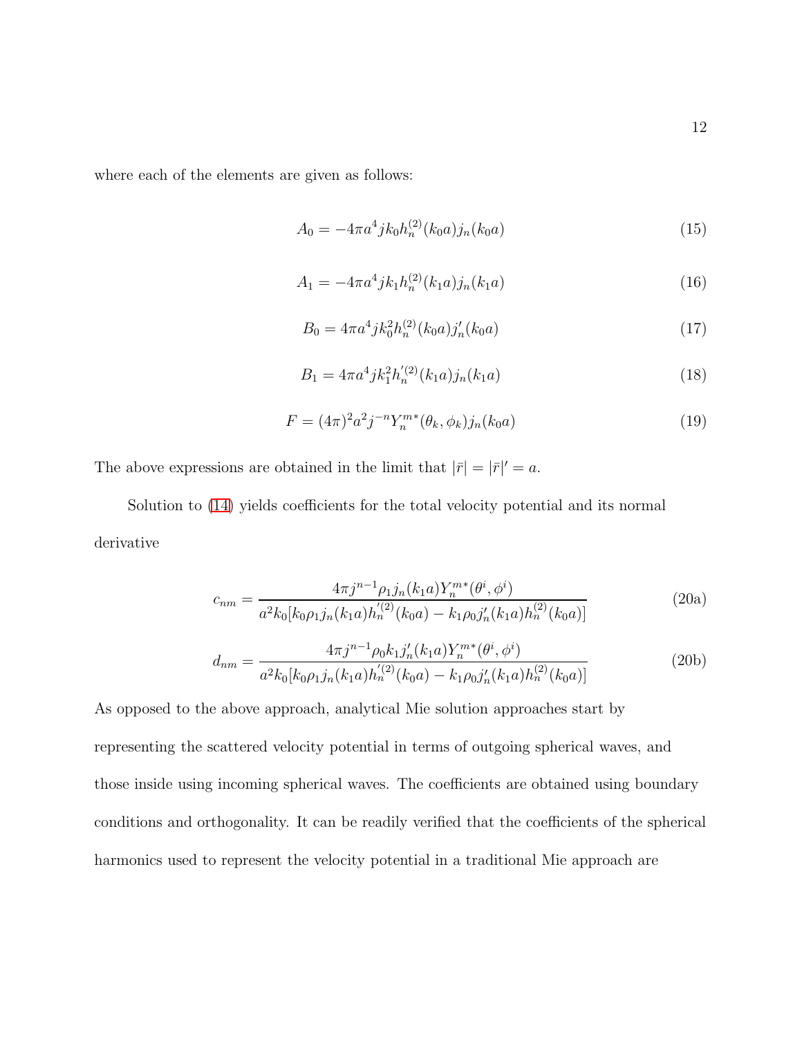where each of the elements are given as follows:

$$A_0 = -4\pi a^4 j k_0 h_n^{(2)}(k_0 a) j_n(k_0 a) \tag{15}$$

$$A_1 = -4\pi a^4 j k_1 h_n^{(2)}(k_1 a) j_n(k_1 a) \tag{16}$$

$$B_0 = 4\pi a^4 j k_0^2 h_n^{(2)}(k_0 a) j_n'(k_0 a) \tag{17}$$

$$B_1 = 4\pi a^4 j k_1^2 h_n^{'(2)}(k_1 a) j_n(k_1 a) \tag{18}$$

$$F = (4\pi)^2 a^2 j^{-n} Y_n^{m*}(\theta_k, \phi_k) j_n(k_0 a) \tag{19}$$

The above expressions are obtained in the limit that $|\bar{r}| = |\bar{r}|' = a$.

Solution to (14) yields coefficients for the total velocity potential and its normal derivative

$$c_{nm} = \frac{4\pi j^{n-1} \rho_1 j_n(k_1 a) Y_n^{m*}(\theta^i, \phi^i)}{a^2 k_0 [k_0 \rho_1 j_n(k_1 a) h_n^{'(2)}(k_0 a) - k_1 \rho_0 j_n'(k_1 a) h_n^{(2)}(k_0 a)]} \tag{20a}$$

$$d_{nm} = \frac{4\pi j^{n-1} \rho_0 k_1 j_n'(k_1 a) Y_n^{m*}(\theta^i, \phi^i)}{a^2 k_0 [k_0 \rho_1 j_n(k_1 a) h_n^{'(2)}(k_0 a) - k_1 \rho_0 j_n'(k_1 a) h_n^{(2)}(k_0 a)]} \tag{20b}$$

As opposed to the above approach, analytical Mie solution approaches start by representing the scattered velocity potential in terms of outgoing spherical waves, and those inside using incoming spherical waves. The coefficients are obtained using boundary conditions and orthogonality. It can be readily verified that the coefficients of the spherical harmonics used to represent the velocity potential in a traditional Mie approach are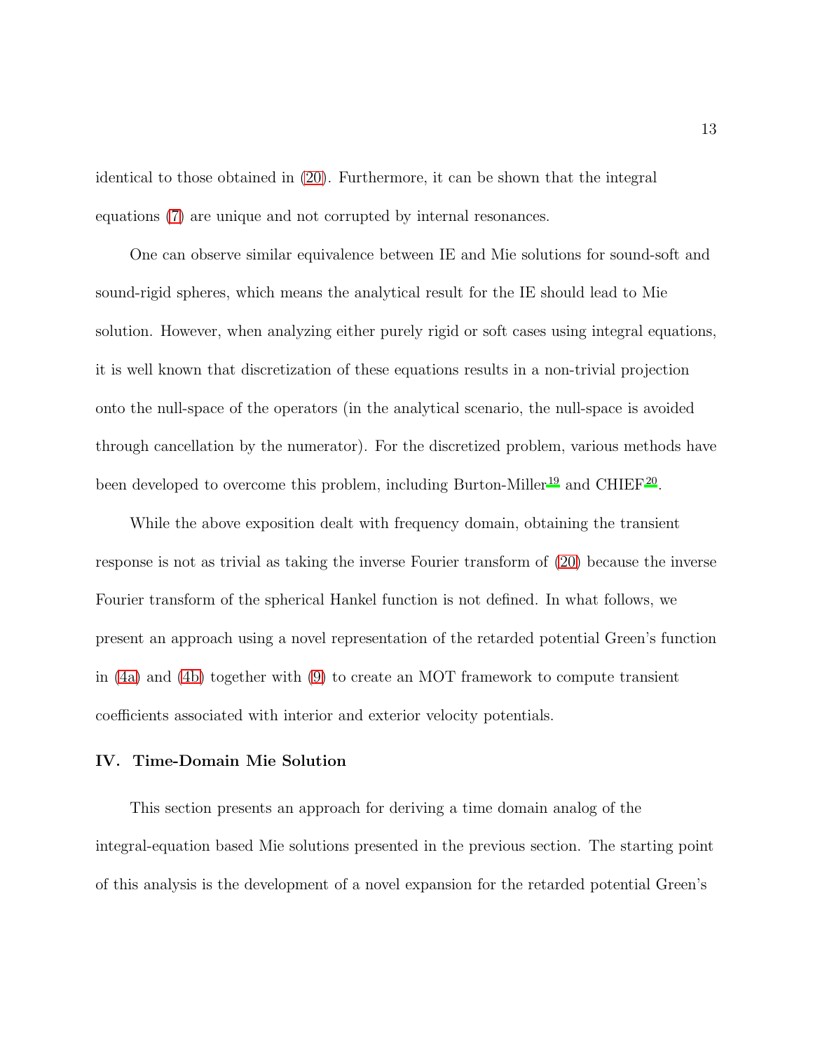identical to those obtained in (20). Furthermore, it can be shown that the integral equations (7) are unique and not corrupted by internal resonances.

One can observe similar equivalence between IE and Mie solutions for sound-soft and sound-rigid spheres, which means the analytical result for the IE should lead to Mie solution. However, when analyzing either purely rigid or soft cases using integral equations, it is well known that discretization of these equations results in a non-trivial projection onto the null-space of the operators (in the analytical scenario, the null-space is avoided through cancellation by the numerator). For the discretized problem, various methods have been developed to overcome this problem, including Burton-Miller[19] and CHIEF[20].

While the above exposition dealt with frequency domain, obtaining the transient response is not as trivial as taking the inverse Fourier transform of (20) because the inverse Fourier transform of the spherical Hankel function is not defined. In what follows, we present an approach using a novel representation of the retarded potential Green's function in (4a) and (4b) together with (9) to create an MOT framework to compute transient coefficients associated with interior and exterior velocity potentials.

## IV. Time-Domain Mie Solution

This section presents an approach for deriving a time domain analog of the integral-equation based Mie solutions presented in the previous section. The starting point of this analysis is the development of a novel expansion for the retarded potential Green's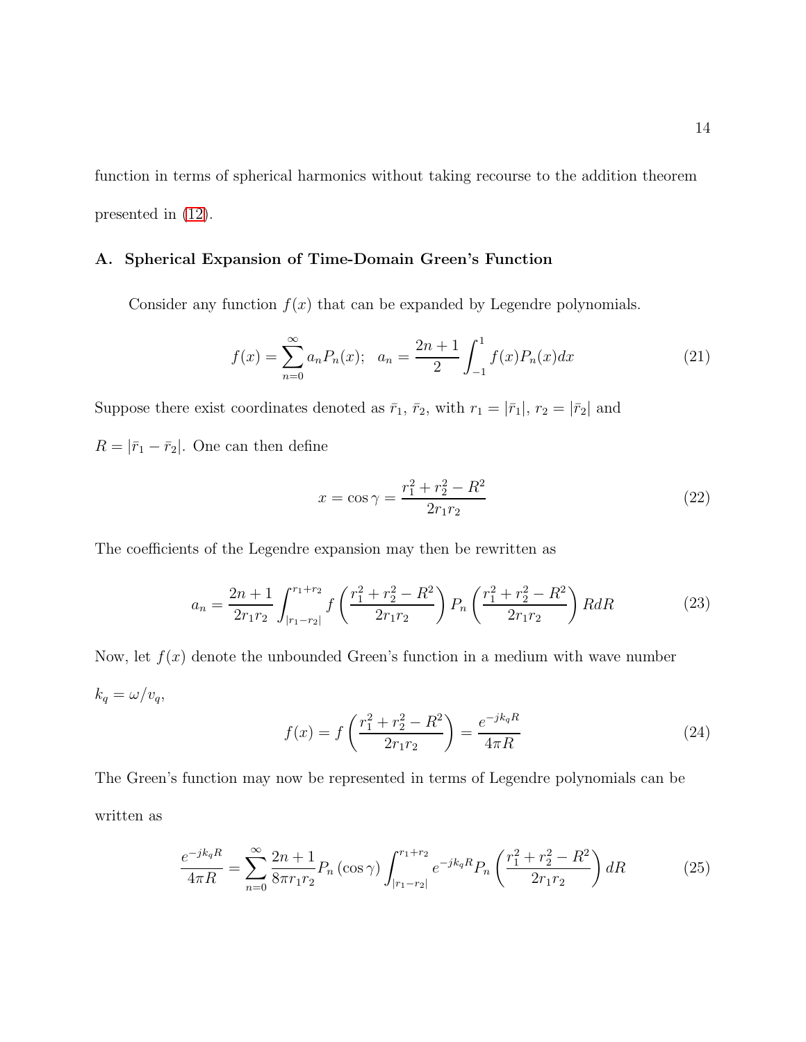function in terms of spherical harmonics without taking recourse to the addition theorem presented in (12).

### A. Spherical Expansion of Time-Domain Green's Function

Consider any function $f(x)$ that can be expanded by Legendre polynomials.

$$f(x) = \sum_{n=0}^{\infty} a_n P_n(x); \quad a_n = \frac{2n+1}{2} \int_{-1}^{1} f(x) P_n(x) dx \tag{21}$$

Suppose there exist coordinates denoted as $\bar{r}_1$, $\bar{r}_2$, with $r_1 = |\bar{r}_1|$, $r_2 = |\bar{r}_2|$ and $R = |\bar{r}_1 - \bar{r}_2|$. One can then define

$$x = \cos\gamma = \frac{r_1^2 + r_2^2 - R^2}{2r_1 r_2} \tag{22}$$

The coefficients of the Legendre expansion may then be rewritten as

$$a_n = \frac{2n+1}{2r_1 r_2} \int_{|r_1 - r_2|}^{r_1 + r_2} f\left(\frac{r_1^2 + r_2^2 - R^2}{2r_1 r_2}\right) P_n\left(\frac{r_1^2 + r_2^2 - R^2}{2r_1 r_2}\right) R dR \tag{23}$$

Now, let $f(x)$ denote the unbounded Green's function in a medium with wave number $k_q = \omega / v_q$,

$$f(x) = f\left(\frac{r_1^2 + r_2^2 - R^2}{2r_1 r_2}\right) = \frac{e^{-jk_q R}}{4\pi R} \tag{24}$$

The Green's function may now be represented in terms of Legendre polynomials can be written as

$$\frac{e^{-jk_q R}}{4\pi R} = \sum_{n=0}^{\infty} \frac{2n+1}{8\pi r_1 r_2} P_n(\cos\gamma) \int_{|r_1 - r_2|}^{r_1 + r_2} e^{-jk_q R} P_n\left(\frac{r_1^2 + r_2^2 - R^2}{2r_1 r_2}\right) dR \tag{25}$$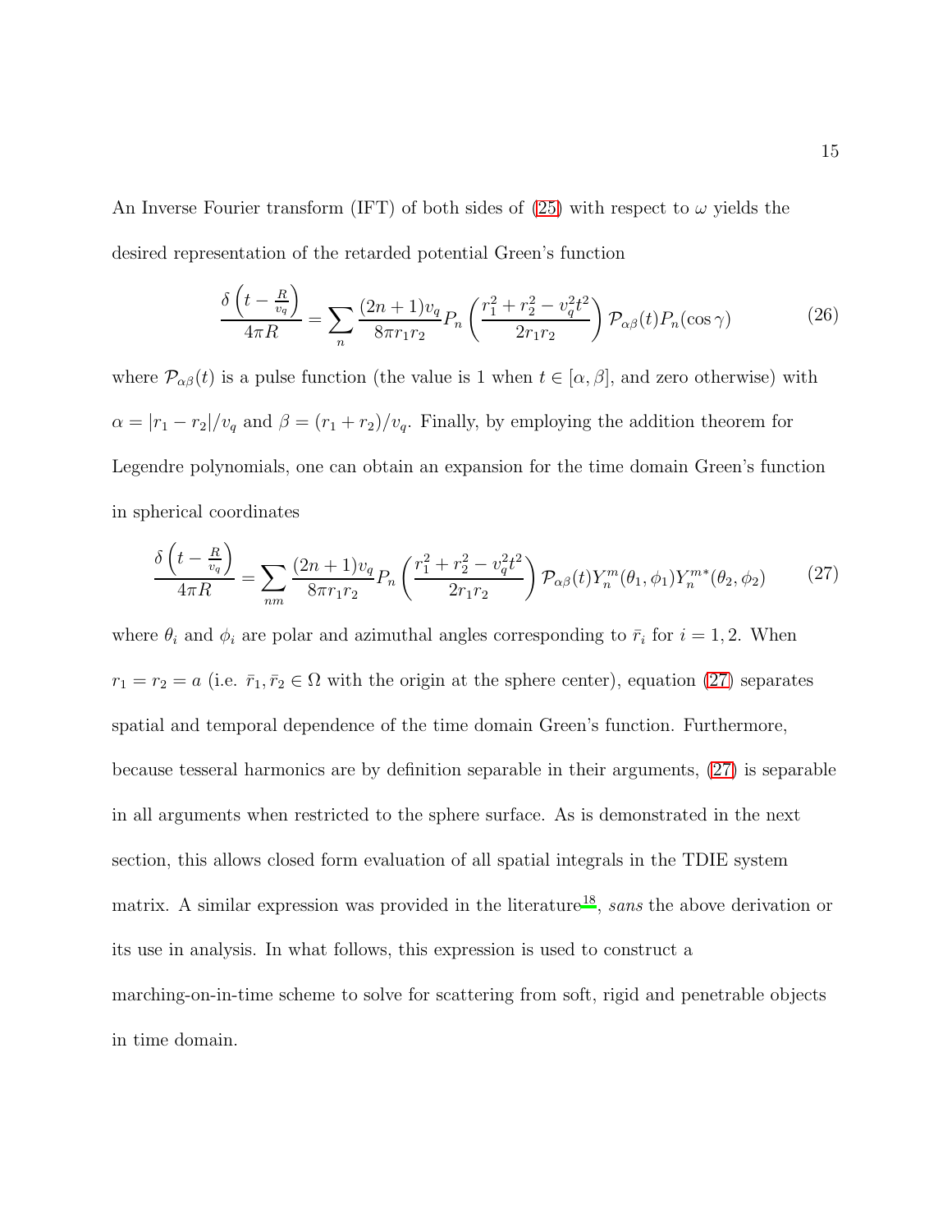An Inverse Fourier transform (IFT) of both sides of (25) with respect to $\omega$ yields the desired representation of the retarded potential Green's function

$$\frac{\delta\left(t-\frac{R}{v_q}\right)}{4\pi R}=\sum_{n}\frac{(2n+1)v_q}{8\pi r_1 r_2}P_n\left(\frac{r_1^2+r_2^2-v_q^2t^2}{2r_1r_2}\right)\mathcal{P}_{\alpha\beta}(t)P_n(\cos\gamma) \tag{26}$$

where $\mathcal{P}_{\alpha\beta}(t)$ is a pulse function (the value is 1 when $t\in[\alpha,\beta]$, and zero otherwise) with $\alpha=|r_1-r_2|/v_q$ and $\beta=(r_1+r_2)/v_q$. Finally, by employing the addition theorem for Legendre polynomials, one can obtain an expansion for the time domain Green's function in spherical coordinates

$$\frac{\delta\left(t-\frac{R}{v_q}\right)}{4\pi R}=\sum_{nm}\frac{(2n+1)v_q}{8\pi r_1 r_2}P_n\left(\frac{r_1^2+r_2^2-v_q^2t^2}{2r_1r_2}\right)\mathcal{P}_{\alpha\beta}(t)Y_n^m(\theta_1,\phi_1)Y_n^{m*}(\theta_2,\phi_2) \tag{27}$$

where $\theta_i$ and $\phi_i$ are polar and azimuthal angles corresponding to $\bar{r}_i$ for $i=1,2$. When $r_1=r_2=a$ (i.e. $\bar{r}_1,\bar{r}_2\in\Omega$ with the origin at the sphere center), equation (27) separates spatial and temporal dependence of the time domain Green's function. Furthermore, because tesseral harmonics are by definition separable in their arguments, (27) is separable in all arguments when restricted to the sphere surface. As is demonstrated in the next section, this allows closed form evaluation of all spatial integrals in the TDIE system matrix. A similar expression was provided in the literature[18], *sans* the above derivation or its use in analysis. In what follows, this expression is used to construct a marching-on-in-time scheme to solve for scattering from soft, rigid and penetrable objects in time domain.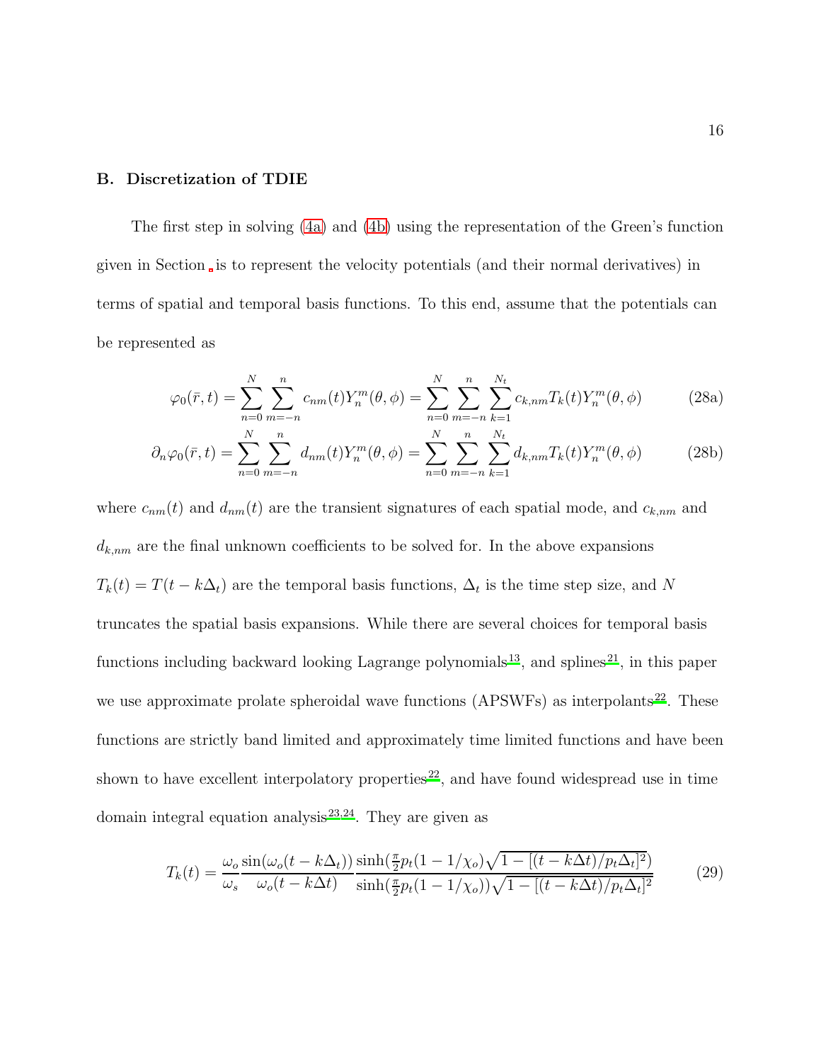### B. Discretization of TDIE

The first step in solving (4a) and (4b) using the representation of the Green's function given in Section is to represent the velocity potentials (and their normal derivatives) in terms of spatial and temporal basis functions. To this end, assume that the potentials can be represented as

$$\varphi_0(\bar{r},t) = \sum_{n=0}^{N}\sum_{m=-n}^{n} c_{nm}(t)Y_n^m(\theta,\phi) = \sum_{n=0}^{N}\sum_{m=-n}^{n}\sum_{k=1}^{N_t} c_{k,nm}T_k(t)Y_n^m(\theta,\phi) \tag{28a}$$

$$\partial_n\varphi_0(\bar{r},t) = \sum_{n=0}^{N}\sum_{m=-n}^{n} d_{nm}(t)Y_n^m(\theta,\phi) = \sum_{n=0}^{N}\sum_{m=-n}^{n}\sum_{k=1}^{N_t} d_{k,nm}T_k(t)Y_n^m(\theta,\phi) \tag{28b}$$

where $c_{nm}(t)$ and $d_{nm}(t)$ are the transient signatures of each spatial mode, and $c_{k,nm}$ and $d_{k,nm}$ are the final unknown coefficients to be solved for. In the above expansions $T_k(t) = T(t - k\Delta_t)$ are the temporal basis functions, $\Delta_t$ is the time step size, and $N$ truncates the spatial basis expansions. While there are several choices for temporal basis functions including backward looking Lagrange polynomials[13], and splines[21], in this paper we use approximate prolate spheroidal wave functions (APSWFs) as interpolants[22]. These functions are strictly band limited and approximately time limited functions and have been shown to have excellent interpolatory properties[22], and have found widespread use in time domain integral equation analysis[23,24]. They are given as

$$T_k(t) = \frac{\omega_o}{\omega_s}\frac{\sin(\omega_o(t-k\Delta_t))}{\omega_o(t-k\Delta t)}\frac{\sinh(\frac{\pi}{2}p_t(1-1/\chi_o)\sqrt{1-[(t-k\Delta t)/p_t\Delta_t]^2})}{\sinh(\frac{\pi}{2}p_t(1-1/\chi_o))\sqrt{1-[(t-k\Delta t)/p_t\Delta_t]^2}} \tag{29}$$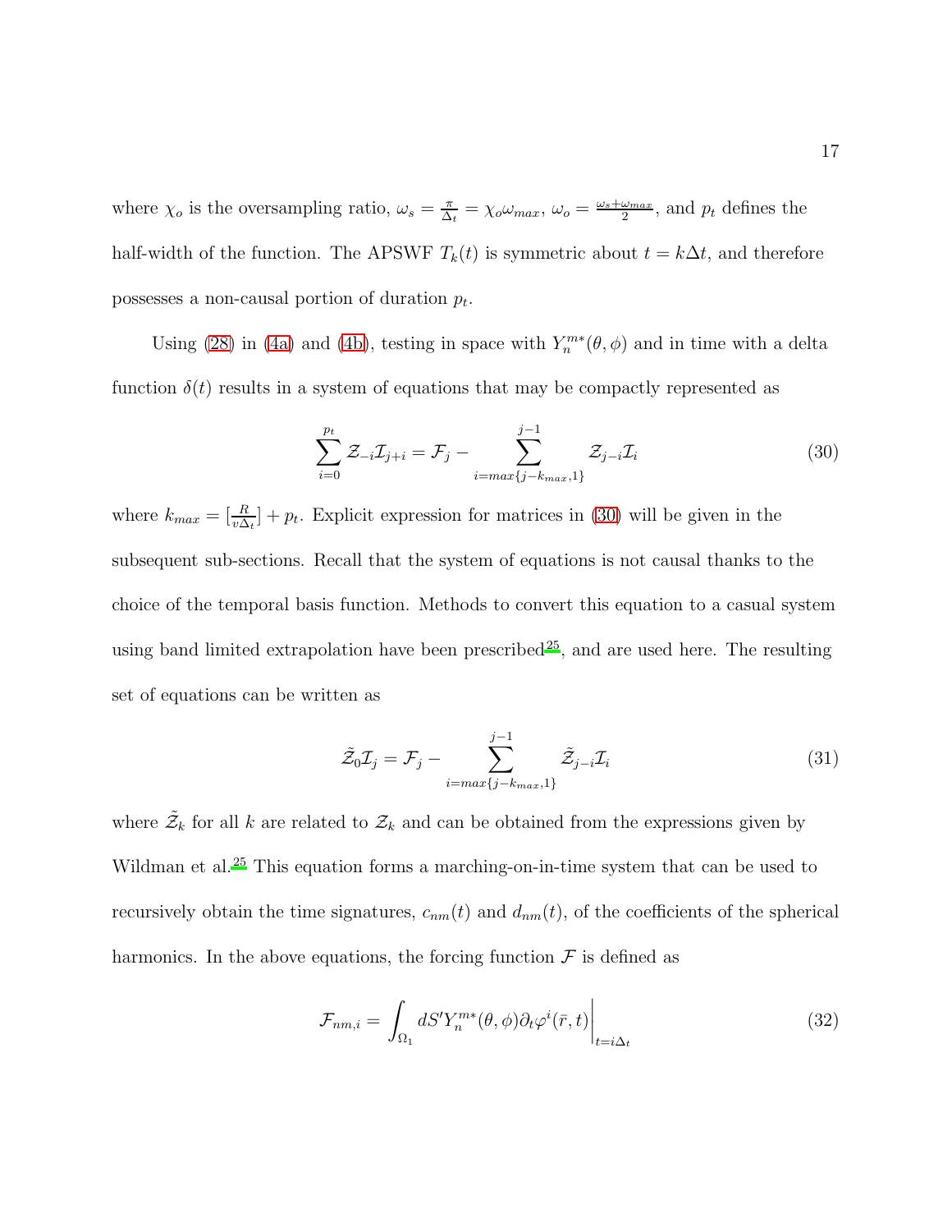where $\chi_o$ is the oversampling ratio, $\omega_s = \frac{\pi}{\Delta_t} = \chi_o \omega_{max}$, $\omega_o = \frac{\omega_s + \omega_{max}}{2}$, and $p_t$ defines the half-width of the function. The APSWF $T_k(t)$ is symmetric about $t = k\Delta t$, and therefore possesses a non-causal portion of duration $p_t$.

Using (28) in (4a) and (4b), testing in space with $Y_n^{m*}(\theta, \phi)$ and in time with a delta function $\delta(t)$ results in a system of equations that may be compactly represented as

$$\sum_{i=0}^{p_t} \mathcal{Z}_{-i} \mathcal{I}_{j+i} = \mathcal{F}_j - \sum_{i=max\{j-k_{max},1\}}^{j-1} \mathcal{Z}_{j-i} \mathcal{I}_i \tag{30}$$

where $k_{max} = [\frac{R}{v\Delta_t}] + p_t$. Explicit expression for matrices in (30) will be given in the subsequent sub-sections. Recall that the system of equations is not causal thanks to the choice of the temporal basis function. Methods to convert this equation to a casual system using band limited extrapolation have been prescribed[25], and are used here. The resulting set of equations can be written as

$$\tilde{\mathcal{Z}}_0 \mathcal{I}_j = \mathcal{F}_j - \sum_{i=max\{j-k_{max},1\}}^{j-1} \tilde{\mathcal{Z}}_{j-i} \mathcal{I}_i \tag{31}$$

where $\tilde{\mathcal{Z}}_k$ for all $k$ are related to $\mathcal{Z}_k$ and can be obtained from the expressions given by Wildman et al.[25] This equation forms a marching-on-in-time system that can be used to recursively obtain the time signatures, $c_{nm}(t)$ and $d_{nm}(t)$, of the coefficients of the spherical harmonics. In the above equations, the forcing function $\mathcal{F}$ is defined as

$$\mathcal{F}_{nm,i} = \int_{\Omega_1} dS' Y_n^{m*}(\theta, \phi) \partial_t \varphi^i(\bar{r}, t) \bigg|_{t=i\Delta_t} \tag{32}$$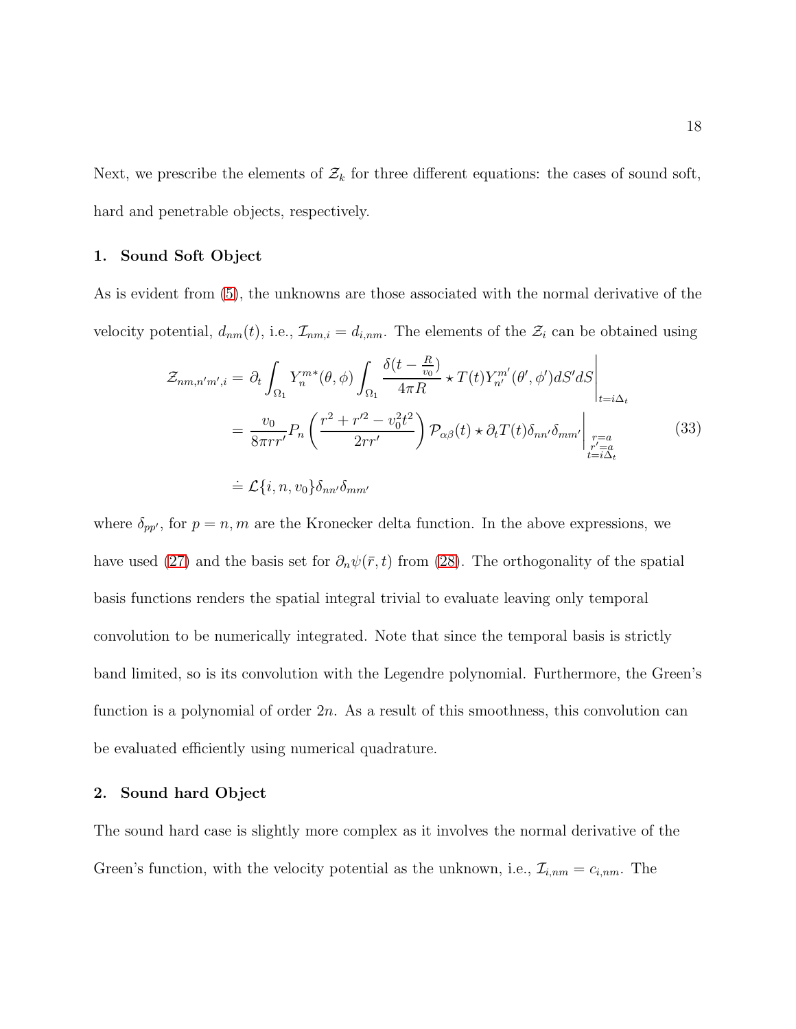Next, we prescribe the elements of $\mathcal{Z}_k$ for three different equations: the cases of sound soft, hard and penetrable objects, respectively.

### 1. Sound Soft Object

As is evident from (5), the unknowns are those associated with the normal derivative of the velocity potential, $d_{nm}(t)$, i.e., $\mathcal{I}_{nm,i} = d_{i,nm}$. The elements of the $\mathcal{Z}_i$ can be obtained using

$$
\begin{aligned}
\mathcal{Z}_{nm,n'm',i} &= \partial_t \int_{\Omega_1} Y_n^{m*}(\theta, \phi) \int_{\Omega_1} \frac{\delta(t - \frac{R}{v_0})}{4\pi R} \star T(t) Y_{n'}^{m'}(\theta', \phi') dS' dS \Bigg|_{t=i\Delta_t} \\
&= \frac{v_0}{8\pi r r'} P_n\left(\frac{r^2 + r'^2 - v_0^2 t^2}{2rr'}\right) \mathcal{P}_{\alpha\beta}(t) \star \partial_t T(t) \delta_{nn'} \delta_{mm'} \Bigg|_{\substack{r=a \\ r'=a \\ t=i\Delta_t}} \\
&\doteq \mathcal{L}\{i, n, v_0\} \delta_{nn'} \delta_{mm'}
\end{aligned}
\tag{33}
$$

where $\delta_{pp'}$, for $p = n, m$ are the Kronecker delta function. In the above expressions, we have used (27) and the basis set for $\partial_n \psi(\bar{r}, t)$ from (28). The orthogonality of the spatial basis functions renders the spatial integral trivial to evaluate leaving only temporal convolution to be numerically integrated. Note that since the temporal basis is strictly band limited, so is its convolution with the Legendre polynomial. Furthermore, the Green's function is a polynomial of order $2n$. As a result of this smoothness, this convolution can be evaluated efficiently using numerical quadrature.

### 2. Sound hard Object

The sound hard case is slightly more complex as it involves the normal derivative of the Green's function, with the velocity potential as the unknown, i.e., $\mathcal{I}_{i,nm} = c_{i,nm}$. The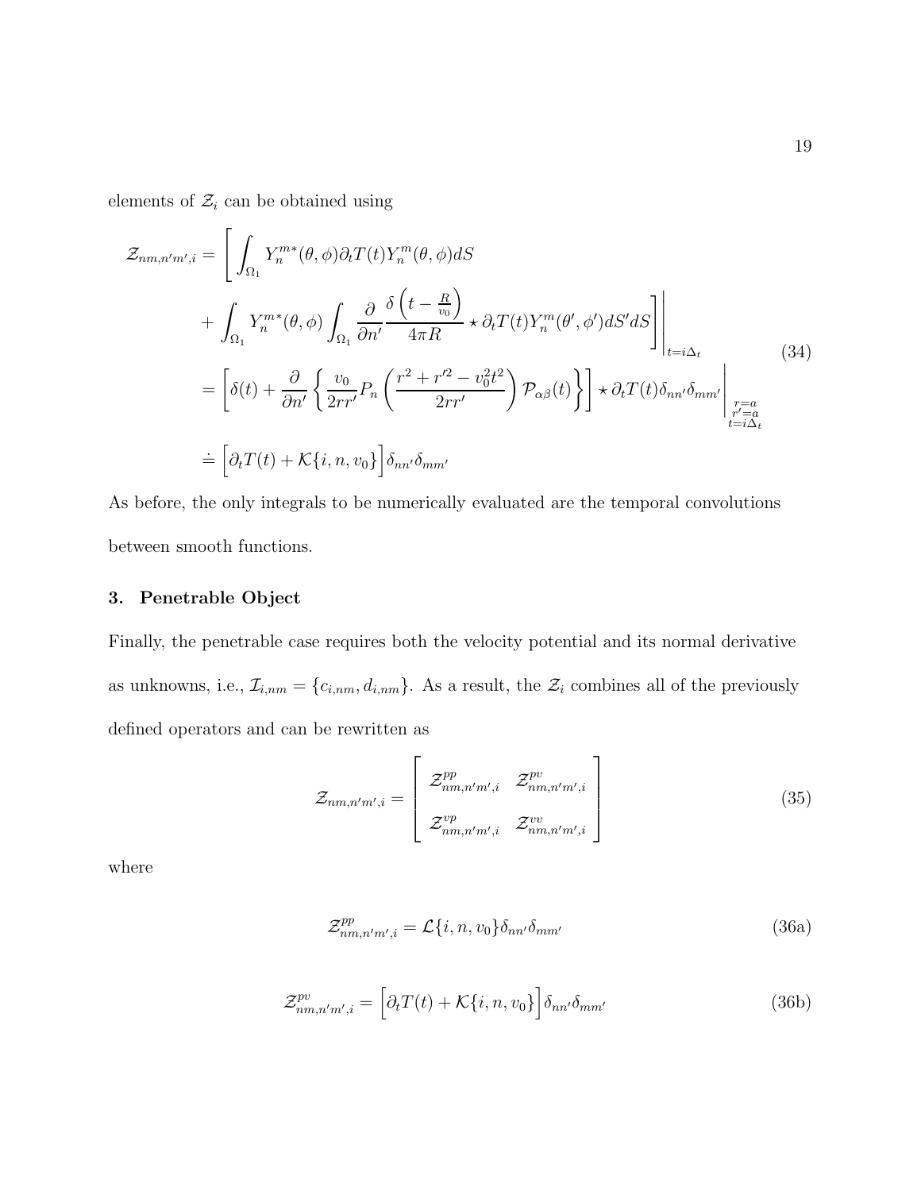elements of $\mathcal{Z}_i$ can be obtained using

$$
\begin{aligned}
\mathcal{Z}_{nm,n'm',i} &= \left[ \int_{\Omega_1} Y_n^{m*}(\theta,\phi) \partial_t T(t) Y_n^m(\theta,\phi) dS \right. \\
&\quad \left. + \int_{\Omega_1} Y_n^{m*}(\theta,\phi) \int_{\Omega_1} \frac{\partial}{\partial n'} \frac{\delta\left(t - \frac{R}{v_0}\right)}{4\pi R} \star \partial_t T(t) Y_n^m(\theta',\phi') dS' dS \right] \Bigg|_{t=i\Delta_t} \\
&= \left[ \delta(t) + \frac{\partial}{\partial n'} \left\{ \frac{v_0}{2rr'} P_n\left( \frac{r^2 + r'^2 - v_0^2 t^2}{2rr'} \right) \mathcal{P}_{\alpha\beta}(t) \right\} \right] \star \partial_t T(t) \delta_{nn'} \delta_{mm'} \Bigg|_{\substack{r=a \\ r'=a \\ t=i\Delta_t}} \\
&\doteq \Big[ \partial_t T(t) + \mathcal{K}\{i,n,v_0\} \Big] \delta_{nn'} \delta_{mm'}
\end{aligned}
\tag{34}
$$

As before, the only integrals to be numerically evaluated are the temporal convolutions between smooth functions.

## 3. Penetrable Object

Finally, the penetrable case requires both the velocity potential and its normal derivative as unknowns, i.e., $\mathcal{I}_{i,nm} = \{c_{i,nm}, d_{i,nm}\}$. As a result, the $\mathcal{Z}_i$ combines all of the previously defined operators and can be rewritten as

$$
\mathcal{Z}_{nm,n'm',i} = \begin{bmatrix} \mathcal{Z}^{pp}_{nm,n'm',i} & \mathcal{Z}^{pv}_{nm,n'm',i} \\ \mathcal{Z}^{vp}_{nm,n'm',i} & \mathcal{Z}^{vv}_{nm,n'm',i} \end{bmatrix}
\tag{35}
$$

where

$$
\mathcal{Z}^{pp}_{nm,n'm',i} = \mathcal{L}\{i,n,v_0\} \delta_{nn'} \delta_{mm'}
\tag{36a}
$$

$$
\mathcal{Z}^{pv}_{nm,n'm',i} = \Big[ \partial_t T(t) + \mathcal{K}\{i,n,v_0\} \Big] \delta_{nn'} \delta_{mm'}
\tag{36b}
$$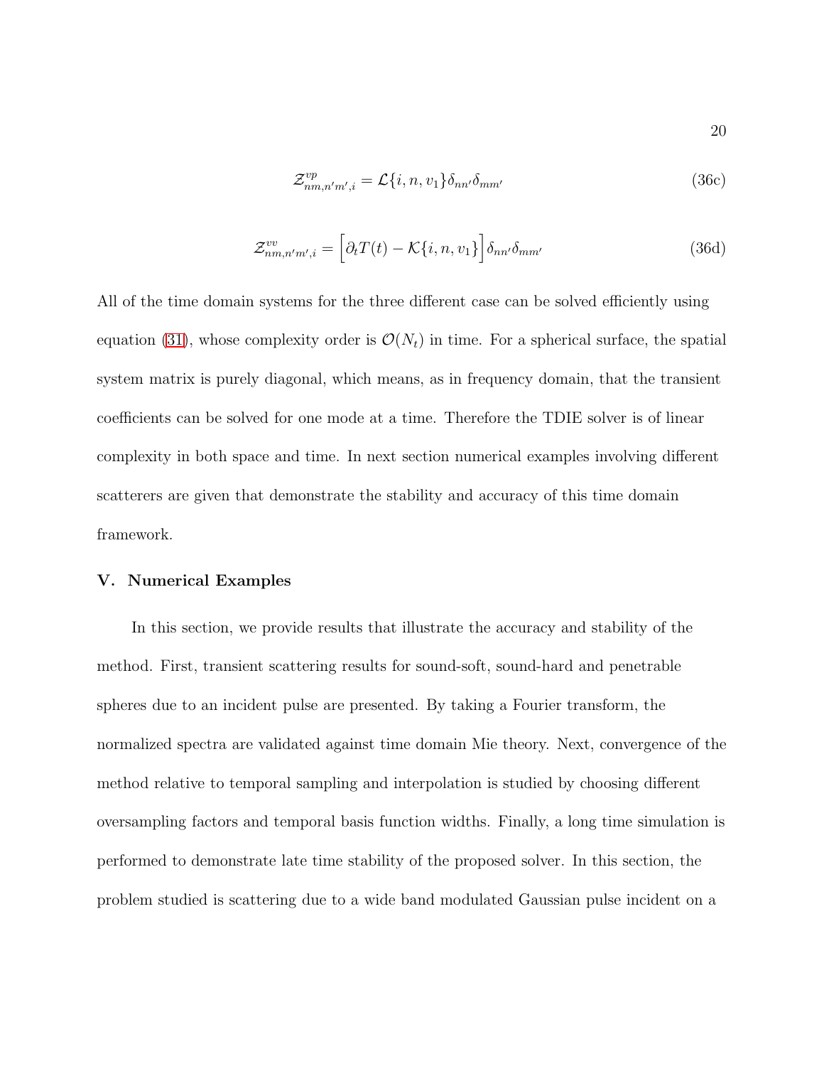$$\mathcal{Z}^{vp}_{nm,n'm',i} = \mathcal{L}\{i, n, v_1\}\delta_{nn'}\delta_{mm'} \tag{36c}$$

$$\mathcal{Z}^{vv}_{nm,n'm',i} = \Big[\partial_t T(t) - \mathcal{K}\{i, n, v_1\}\Big]\delta_{nn'}\delta_{mm'} \tag{36d}$$

All of the time domain systems for the three different case can be solved efficiently using equation (31), whose complexity order is $\mathcal{O}(N_t)$ in time. For a spherical surface, the spatial system matrix is purely diagonal, which means, as in frequency domain, that the transient coefficients can be solved for one mode at a time. Therefore the TDIE solver is of linear complexity in both space and time. In next section numerical examples involving different scatterers are given that demonstrate the stability and accuracy of this time domain framework.

## V. Numerical Examples

In this section, we provide results that illustrate the accuracy and stability of the method. First, transient scattering results for sound-soft, sound-hard and penetrable spheres due to an incident pulse are presented. By taking a Fourier transform, the normalized spectra are validated against time domain Mie theory. Next, convergence of the method relative to temporal sampling and interpolation is studied by choosing different oversampling factors and temporal basis function widths. Finally, a long time simulation is performed to demonstrate late time stability of the proposed solver. In this section, the problem studied is scattering due to a wide band modulated Gaussian pulse incident on a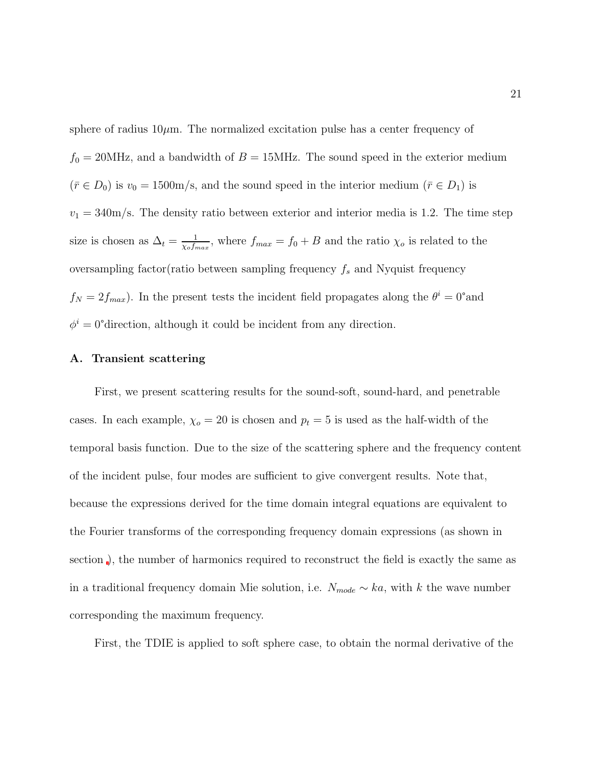sphere of radius 10$\mu$m. The normalized excitation pulse has a center frequency of $f_0 = 20$MHz, and a bandwidth of $B = 15$MHz. The sound speed in the exterior medium ($\bar{r} \in D_0$) is $v_0 = 1500$m/s, and the sound speed in the interior medium ($\bar{r} \in D_1$) is $v_1 = 340$m/s. The density ratio between exterior and interior media is 1.2. The time step size is chosen as $\Delta_t = \frac{1}{\chi_o f_{max}}$, where $f_{max} = f_0 + B$ and the ratio $\chi_o$ is related to the oversampling factor(ratio between sampling frequency $f_s$ and Nyquist frequency $f_N = 2f_{max}$). In the present tests the incident field propagates along the $\theta^i = 0°$and $\phi^i = 0°$direction, although it could be incident from any direction.

## A. Transient scattering

First, we present scattering results for the sound-soft, sound-hard, and penetrable cases. In each example, $\chi_o = 20$ is chosen and $p_t = 5$ is used as the half-width of the temporal basis function. Due to the size of the scattering sphere and the frequency content of the incident pulse, four modes are sufficient to give convergent results. Note that, because the expressions derived for the time domain integral equations are equivalent to the Fourier transforms of the corresponding frequency domain expressions (as shown in section ), the number of harmonics required to reconstruct the field is exactly the same as in a traditional frequency domain Mie solution, i.e. $N_{mode} \sim ka$, with $k$ the wave number corresponding the maximum frequency.

First, the TDIE is applied to soft sphere case, to obtain the normal derivative of the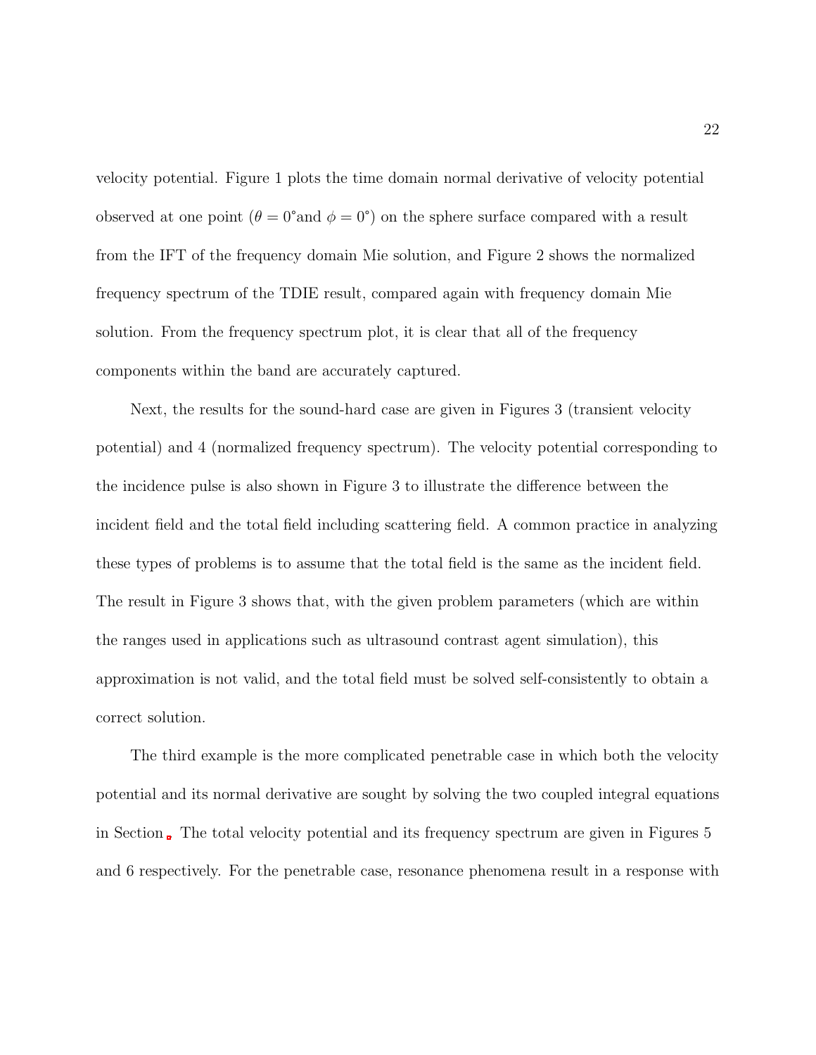velocity potential. Figure 1 plots the time domain normal derivative of velocity potential observed at one point ($\theta = 0^{\circ}$and $\phi = 0^{\circ}$) on the sphere surface compared with a result from the IFT of the frequency domain Mie solution, and Figure 2 shows the normalized frequency spectrum of the TDIE result, compared again with frequency domain Mie solution. From the frequency spectrum plot, it is clear that all of the frequency components within the band are accurately captured.

Next, the results for the sound-hard case are given in Figures 3 (transient velocity potential) and 4 (normalized frequency spectrum). The velocity potential corresponding to the incidence pulse is also shown in Figure 3 to illustrate the difference between the incident field and the total field including scattering field. A common practice in analyzing these types of problems is to assume that the total field is the same as the incident field. The result in Figure 3 shows that, with the given problem parameters (which are within the ranges used in applications such as ultrasound contrast agent simulation), this approximation is not valid, and the total field must be solved self-consistently to obtain a correct solution.

The third example is the more complicated penetrable case in which both the velocity potential and its normal derivative are sought by solving the two coupled integral equations in Section . The total velocity potential and its frequency spectrum are given in Figures 5 and 6 respectively. For the penetrable case, resonance phenomena result in a response with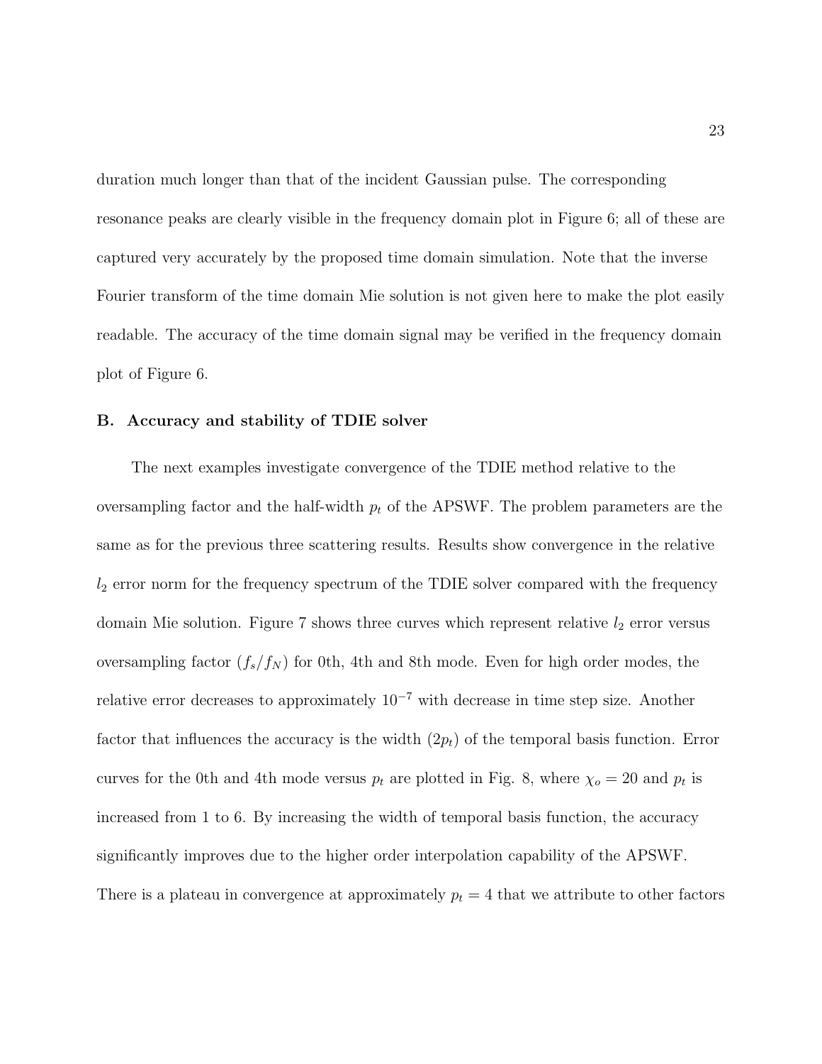duration much longer than that of the incident Gaussian pulse. The corresponding resonance peaks are clearly visible in the frequency domain plot in Figure 6; all of these are captured very accurately by the proposed time domain simulation. Note that the inverse Fourier transform of the time domain Mie solution is not given here to make the plot easily readable. The accuracy of the time domain signal may be verified in the frequency domain plot of Figure 6.

### B. Accuracy and stability of TDIE solver

The next examples investigate convergence of the TDIE method relative to the oversampling factor and the half-width $p_t$ of the APSWF. The problem parameters are the same as for the previous three scattering results. Results show convergence in the relative $l_2$ error norm for the frequency spectrum of the TDIE solver compared with the frequency domain Mie solution. Figure 7 shows three curves which represent relative $l_2$ error versus oversampling factor $(f_s/f_N)$ for 0th, 4th and 8th mode. Even for high order modes, the relative error decreases to approximately $10^{-7}$ with decrease in time step size. Another factor that influences the accuracy is the width $(2p_t)$ of the temporal basis function. Error curves for the 0th and 4th mode versus $p_t$ are plotted in Fig. 8, where $\chi_o = 20$ and $p_t$ is increased from 1 to 6. By increasing the width of temporal basis function, the accuracy significantly improves due to the higher order interpolation capability of the APSWF. There is a plateau in convergence at approximately $p_t = 4$ that we attribute to other factors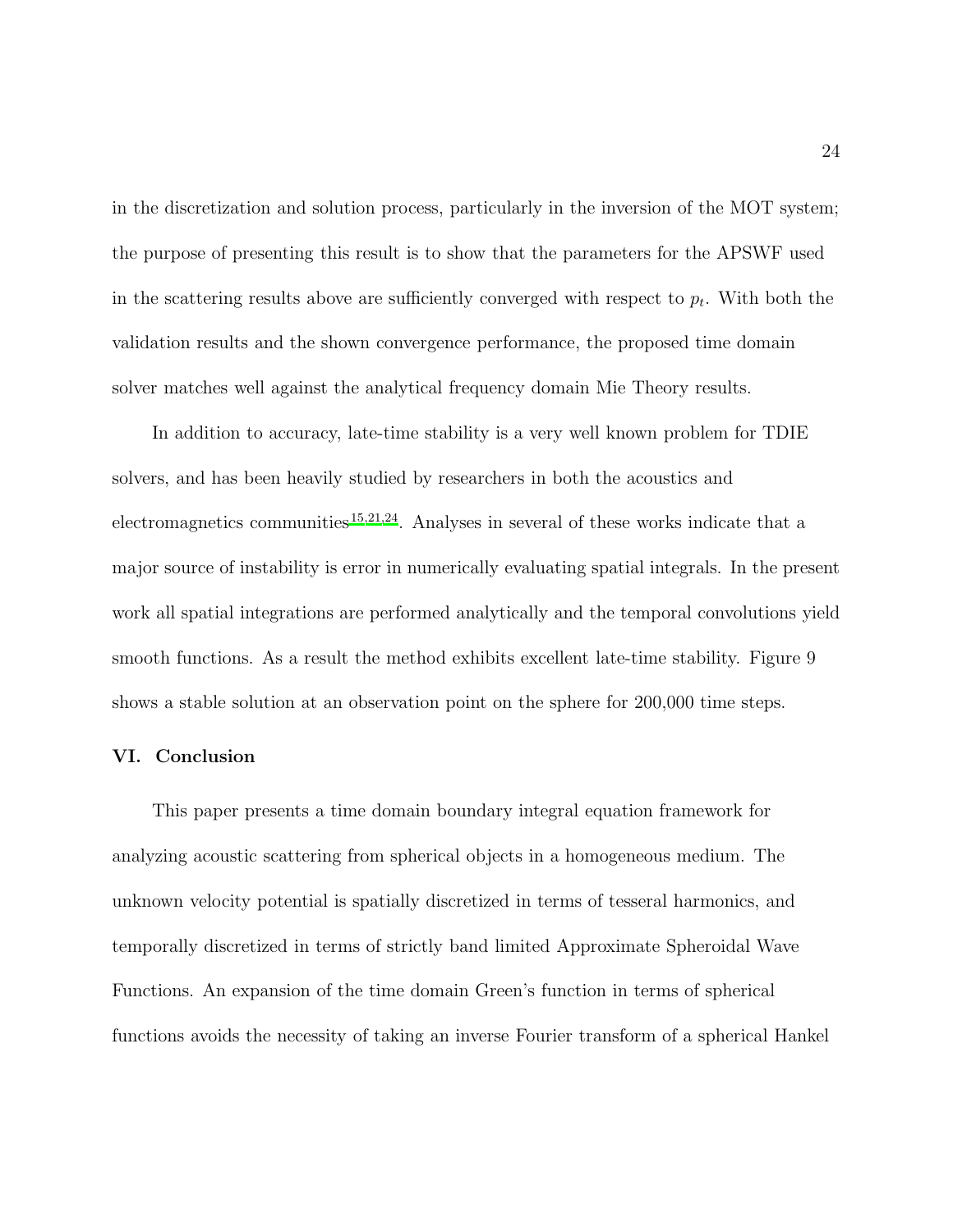in the discretization and solution process, particularly in the inversion of the MOT system; the purpose of presenting this result is to show that the parameters for the APSWF used in the scattering results above are sufficiently converged with respect to $p_t$. With both the validation results and the shown convergence performance, the proposed time domain solver matches well against the analytical frequency domain Mie Theory results.

In addition to accuracy, late-time stability is a very well known problem for TDIE solvers, and has been heavily studied by researchers in both the acoustics and electromagnetics communities[15,21,24]. Analyses in several of these works indicate that a major source of instability is error in numerically evaluating spatial integrals. In the present work all spatial integrations are performed analytically and the temporal convolutions yield smooth functions. As a result the method exhibits excellent late-time stability. Figure 9 shows a stable solution at an observation point on the sphere for 200,000 time steps.

## VI. Conclusion

This paper presents a time domain boundary integral equation framework for analyzing acoustic scattering from spherical objects in a homogeneous medium. The unknown velocity potential is spatially discretized in terms of tesseral harmonics, and temporally discretized in terms of strictly band limited Approximate Spheroidal Wave Functions. An expansion of the time domain Green's function in terms of spherical functions avoids the necessity of taking an inverse Fourier transform of a spherical Hankel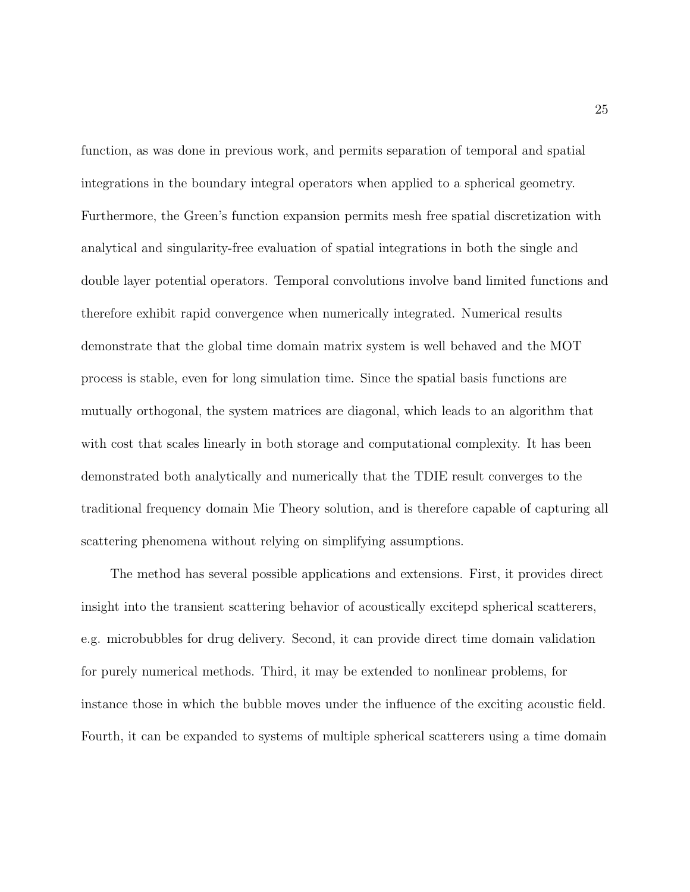function, as was done in previous work, and permits separation of temporal and spatial integrations in the boundary integral operators when applied to a spherical geometry. Furthermore, the Green's function expansion permits mesh free spatial discretization with analytical and singularity-free evaluation of spatial integrations in both the single and double layer potential operators. Temporal convolutions involve band limited functions and therefore exhibit rapid convergence when numerically integrated. Numerical results demonstrate that the global time domain matrix system is well behaved and the MOT process is stable, even for long simulation time. Since the spatial basis functions are mutually orthogonal, the system matrices are diagonal, which leads to an algorithm that with cost that scales linearly in both storage and computational complexity. It has been demonstrated both analytically and numerically that the TDIE result converges to the traditional frequency domain Mie Theory solution, and is therefore capable of capturing all scattering phenomena without relying on simplifying assumptions.

The method has several possible applications and extensions. First, it provides direct insight into the transient scattering behavior of acoustically excitepd spherical scatterers, e.g. microbubbles for drug delivery. Second, it can provide direct time domain validation for purely numerical methods. Third, it may be extended to nonlinear problems, for instance those in which the bubble moves under the influence of the exciting acoustic field. Fourth, it can be expanded to systems of multiple spherical scatterers using a time domain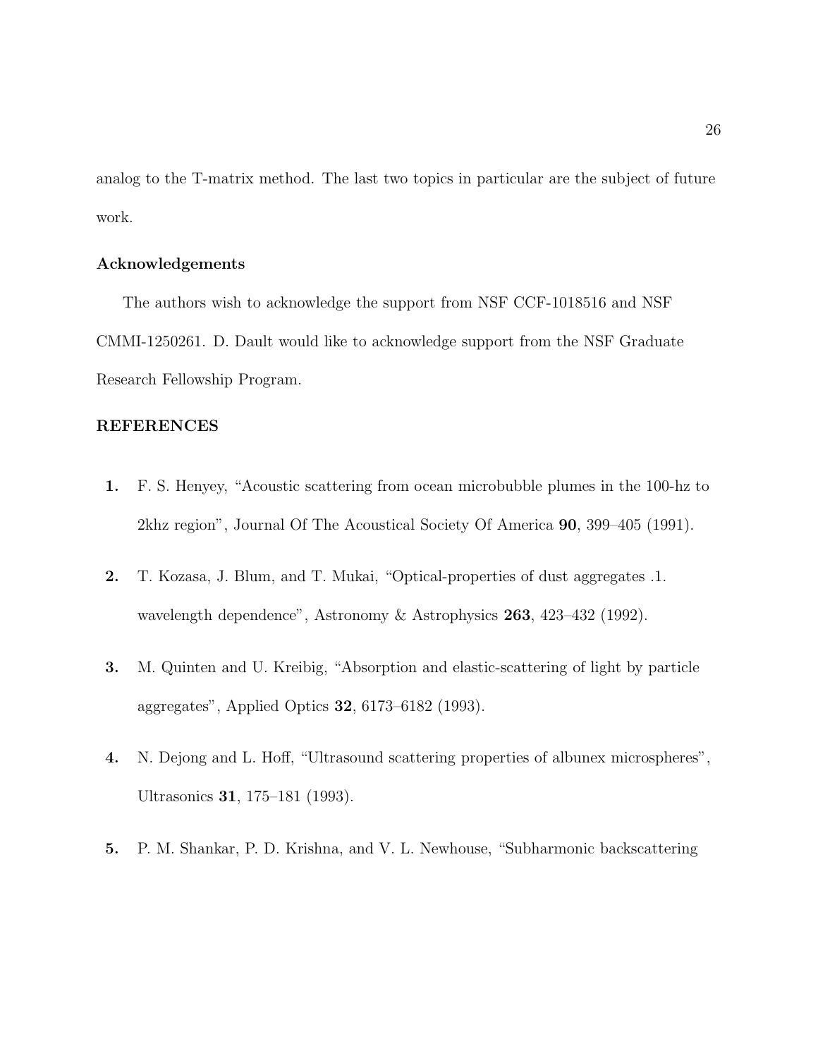analog to the T-matrix method. The last two topics in particular are the subject of future work.

## Acknowledgements

The authors wish to acknowledge the support from NSF CCF-1018516 and NSF CMMI-1250261. D. Dault would like to acknowledge support from the NSF Graduate Research Fellowship Program.

## REFERENCES

1. F. S. Henyey, "Acoustic scattering from ocean microbubble plumes in the 100-hz to 2khz region", Journal Of The Acoustical Society Of America **90**, 399–405 (1991).

2. T. Kozasa, J. Blum, and T. Mukai, "Optical-properties of dust aggregates .1. wavelength dependence", Astronomy & Astrophysics **263**, 423–432 (1992).

3. M. Quinten and U. Kreibig, "Absorption and elastic-scattering of light by particle aggregates", Applied Optics **32**, 6173–6182 (1993).

4. N. Dejong and L. Hoff, "Ultrasound scattering properties of albunex microspheres", Ultrasonics **31**, 175–181 (1993).

5. P. M. Shankar, P. D. Krishna, and V. L. Newhouse, "Subharmonic backscattering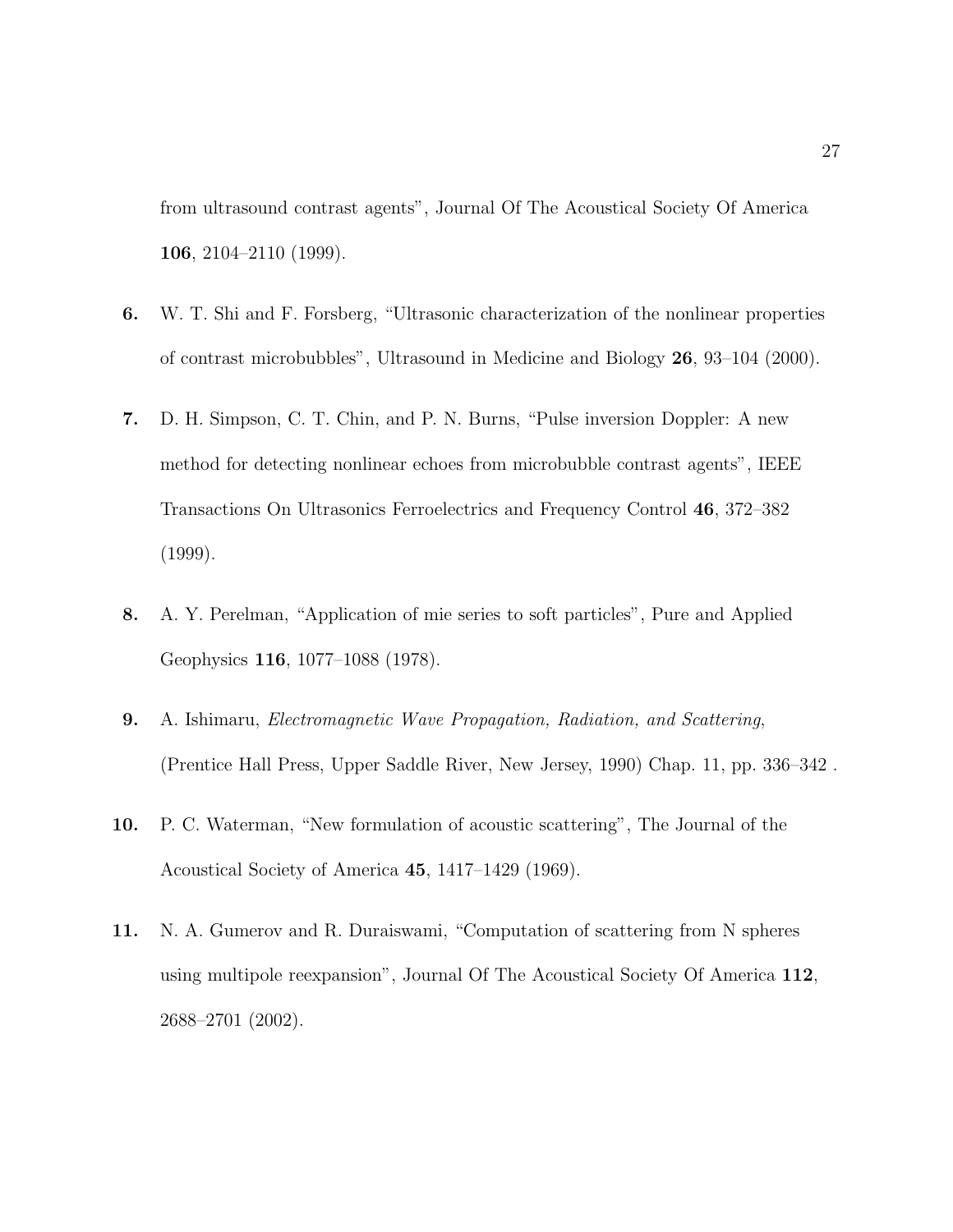from ultrasound contrast agents", Journal Of The Acoustical Society Of America **106**, 2104–2110 (1999).

**6.** W. T. Shi and F. Forsberg, "Ultrasonic characterization of the nonlinear properties of contrast microbubbles", Ultrasound in Medicine and Biology **26**, 93–104 (2000).

**7.** D. H. Simpson, C. T. Chin, and P. N. Burns, "Pulse inversion Doppler: A new method for detecting nonlinear echoes from microbubble contrast agents", IEEE Transactions On Ultrasonics Ferroelectrics and Frequency Control **46**, 372–382 (1999).

**8.** A. Y. Perelman, "Application of mie series to soft particles", Pure and Applied Geophysics **116**, 1077–1088 (1978).

**9.** A. Ishimaru, *Electromagnetic Wave Propagation, Radiation, and Scattering*, (Prentice Hall Press, Upper Saddle River, New Jersey, 1990) Chap. 11, pp. 336–342 .

**10.** P. C. Waterman, "New formulation of acoustic scattering", The Journal of the Acoustical Society of America **45**, 1417–1429 (1969).

**11.** N. A. Gumerov and R. Duraiswami, "Computation of scattering from N spheres using multipole reexpansion", Journal Of The Acoustical Society Of America **112**, 2688–2701 (2002).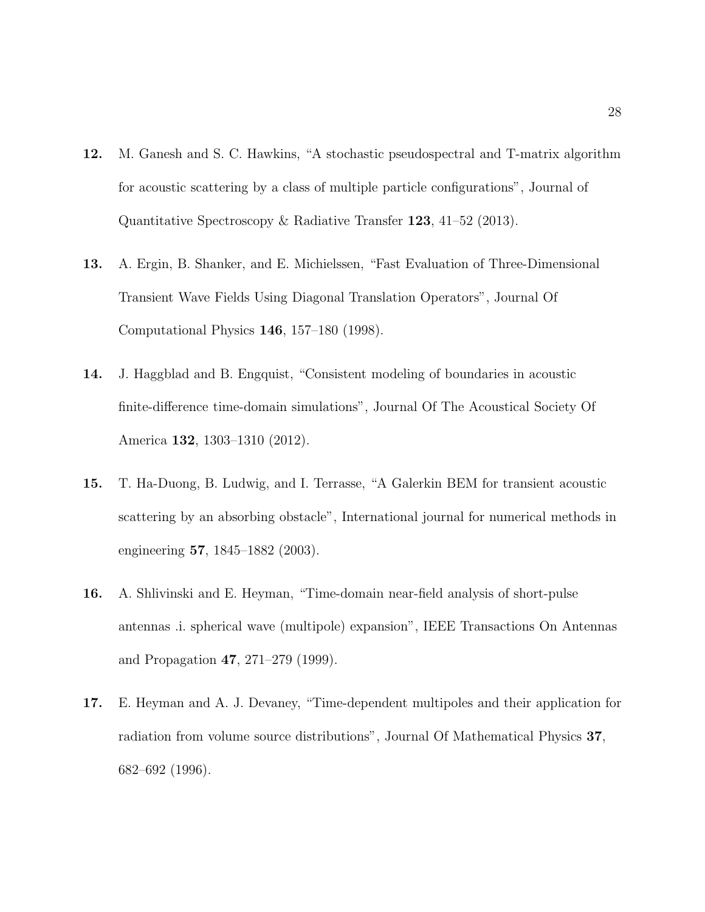**12.** M. Ganesh and S. C. Hawkins, “A stochastic pseudospectral and T-matrix algorithm for acoustic scattering by a class of multiple particle configurations”, Journal of Quantitative Spectroscopy & Radiative Transfer **123**, 41–52 (2013).

**13.** A. Ergin, B. Shanker, and E. Michielssen, “Fast Evaluation of Three-Dimensional Transient Wave Fields Using Diagonal Translation Operators”, Journal Of Computational Physics **146**, 157–180 (1998).

**14.** J. Haggblad and B. Engquist, “Consistent modeling of boundaries in acoustic finite-difference time-domain simulations”, Journal Of The Acoustical Society Of America **132**, 1303–1310 (2012).

**15.** T. Ha-Duong, B. Ludwig, and I. Terrasse, “A Galerkin BEM for transient acoustic scattering by an absorbing obstacle”, International journal for numerical methods in engineering **57**, 1845–1882 (2003).

**16.** A. Shlivinski and E. Heyman, “Time-domain near-field analysis of short-pulse antennas .i. spherical wave (multipole) expansion”, IEEE Transactions On Antennas and Propagation **47**, 271–279 (1999).

**17.** E. Heyman and A. J. Devaney, “Time-dependent multipoles and their application for radiation from volume source distributions”, Journal Of Mathematical Physics **37**, 682–692 (1996).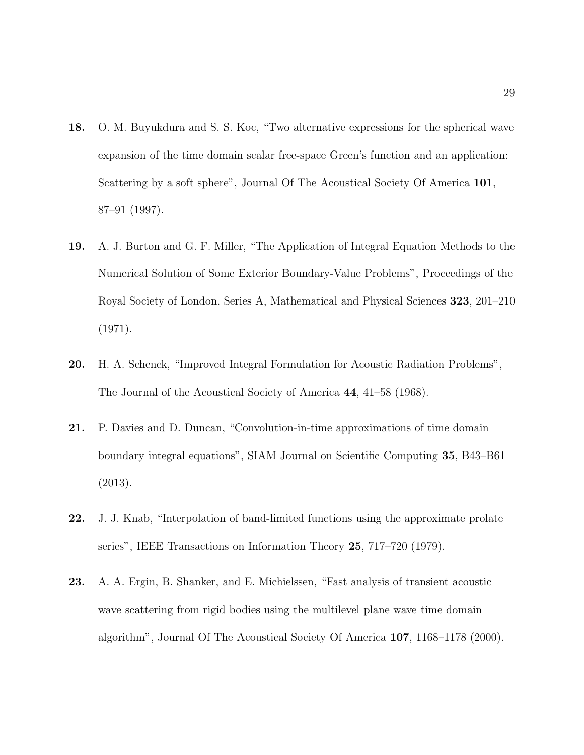**18.** O. M. Buyukdura and S. S. Koc, "Two alternative expressions for the spherical wave expansion of the time domain scalar free-space Green's function and an application: Scattering by a soft sphere", Journal Of The Acoustical Society Of America **101**, 87–91 (1997).

**19.** A. J. Burton and G. F. Miller, "The Application of Integral Equation Methods to the Numerical Solution of Some Exterior Boundary-Value Problems", Proceedings of the Royal Society of London. Series A, Mathematical and Physical Sciences **323**, 201–210 (1971).

**20.** H. A. Schenck, "Improved Integral Formulation for Acoustic Radiation Problems", The Journal of the Acoustical Society of America **44**, 41–58 (1968).

**21.** P. Davies and D. Duncan, "Convolution-in-time approximations of time domain boundary integral equations", SIAM Journal on Scientific Computing **35**, B43–B61 (2013).

**22.** J. J. Knab, "Interpolation of band-limited functions using the approximate prolate series", IEEE Transactions on Information Theory **25**, 717–720 (1979).

**23.** A. A. Ergin, B. Shanker, and E. Michielssen, "Fast analysis of transient acoustic wave scattering from rigid bodies using the multilevel plane wave time domain algorithm", Journal Of The Acoustical Society Of America **107**, 1168–1178 (2000).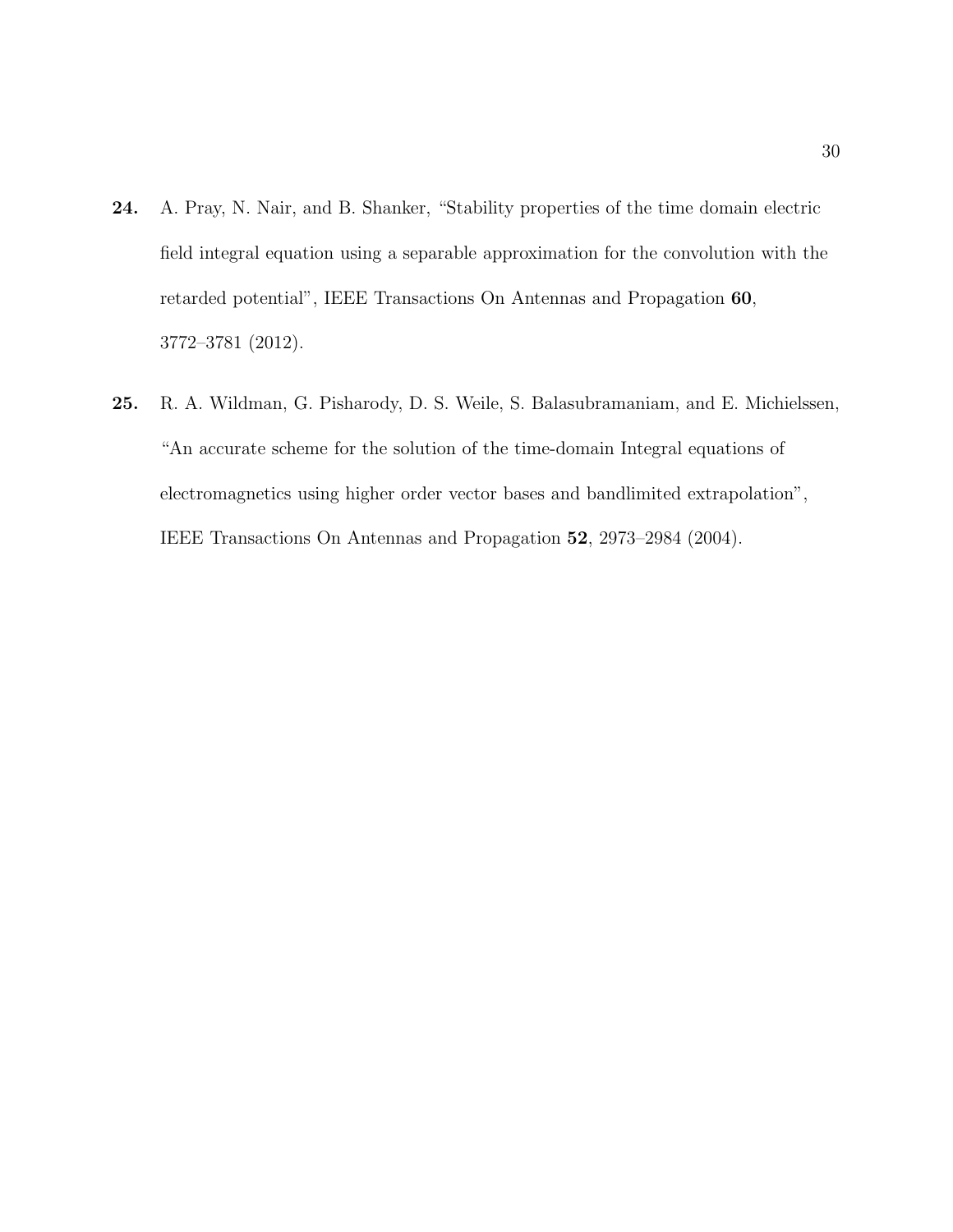**24.** A. Pray, N. Nair, and B. Shanker, "Stability properties of the time domain electric field integral equation using a separable approximation for the convolution with the retarded potential", IEEE Transactions On Antennas and Propagation **60**, 3772–3781 (2012).

**25.** R. A. Wildman, G. Pisharody, D. S. Weile, S. Balasubramaniam, and E. Michielssen, "An accurate scheme for the solution of the time-domain Integral equations of electromagnetics using higher order vector bases and bandlimited extrapolation", IEEE Transactions On Antennas and Propagation **52**, 2973–2984 (2004).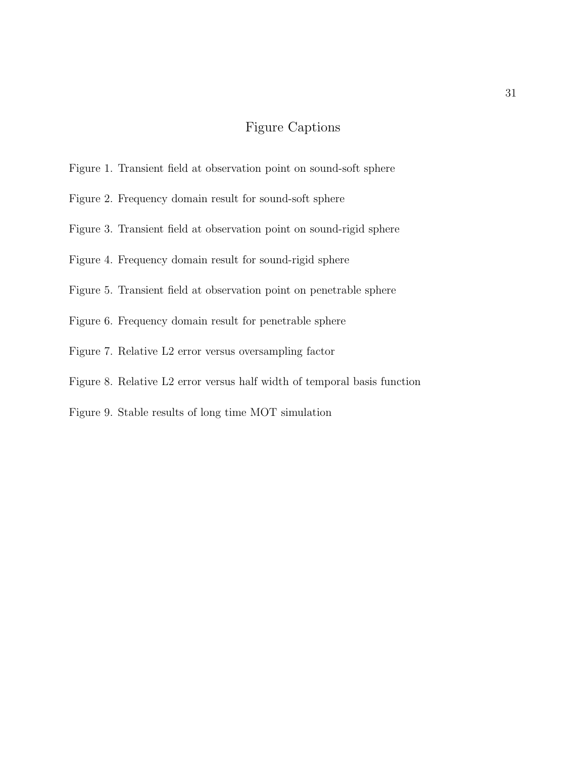# Figure Captions

Figure 1. Transient field at observation point on sound-soft sphere

Figure 2. Frequency domain result for sound-soft sphere

Figure 3. Transient field at observation point on sound-rigid sphere

Figure 4. Frequency domain result for sound-rigid sphere

Figure 5. Transient field at observation point on penetrable sphere

Figure 6. Frequency domain result for penetrable sphere

Figure 7. Relative L2 error versus oversampling factor

Figure 8. Relative L2 error versus half width of temporal basis function

Figure 9. Stable results of long time MOT simulation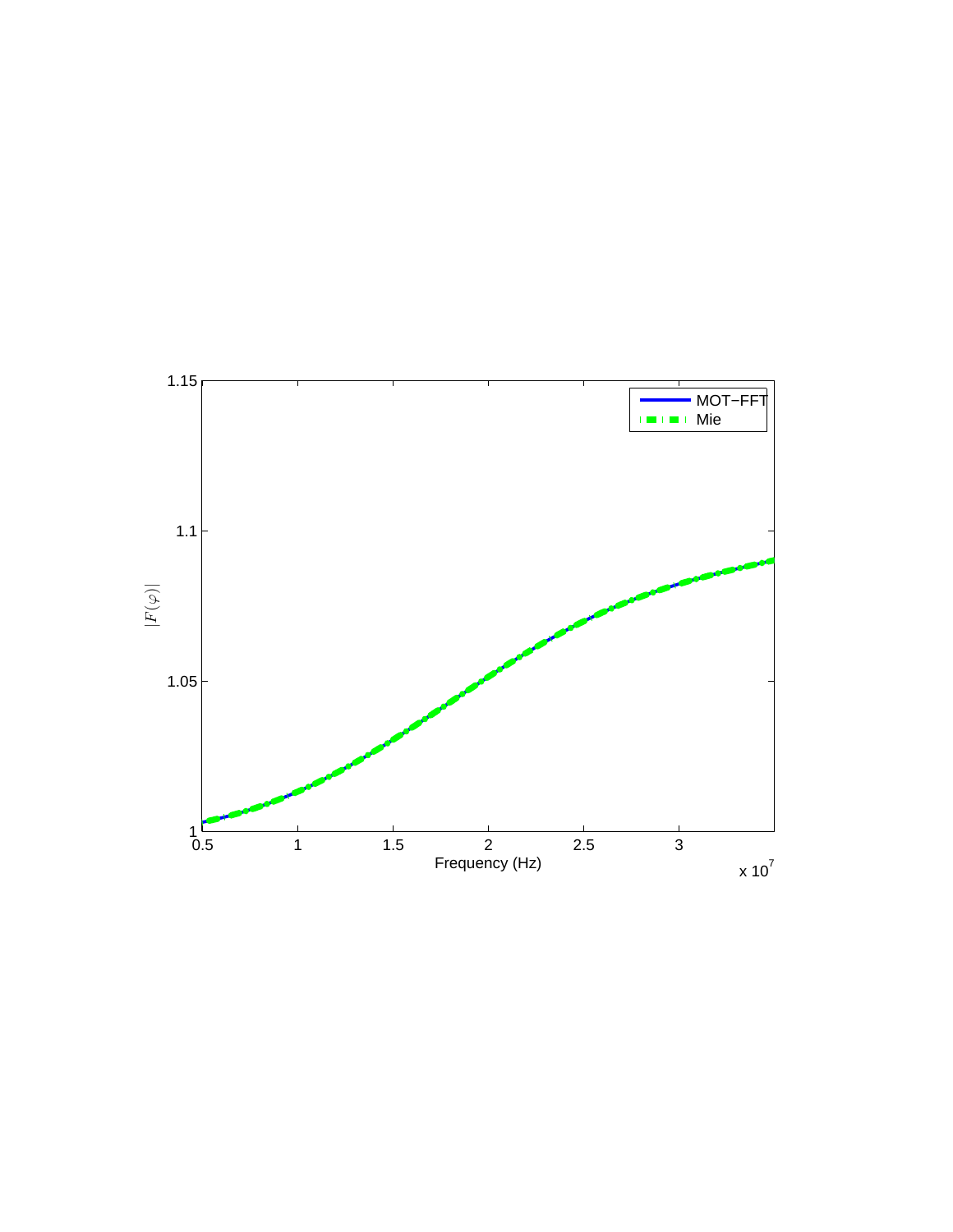MOT−FFT

Mie

$|F(\varphi)|$

Frequency (Hz)

x $10^7$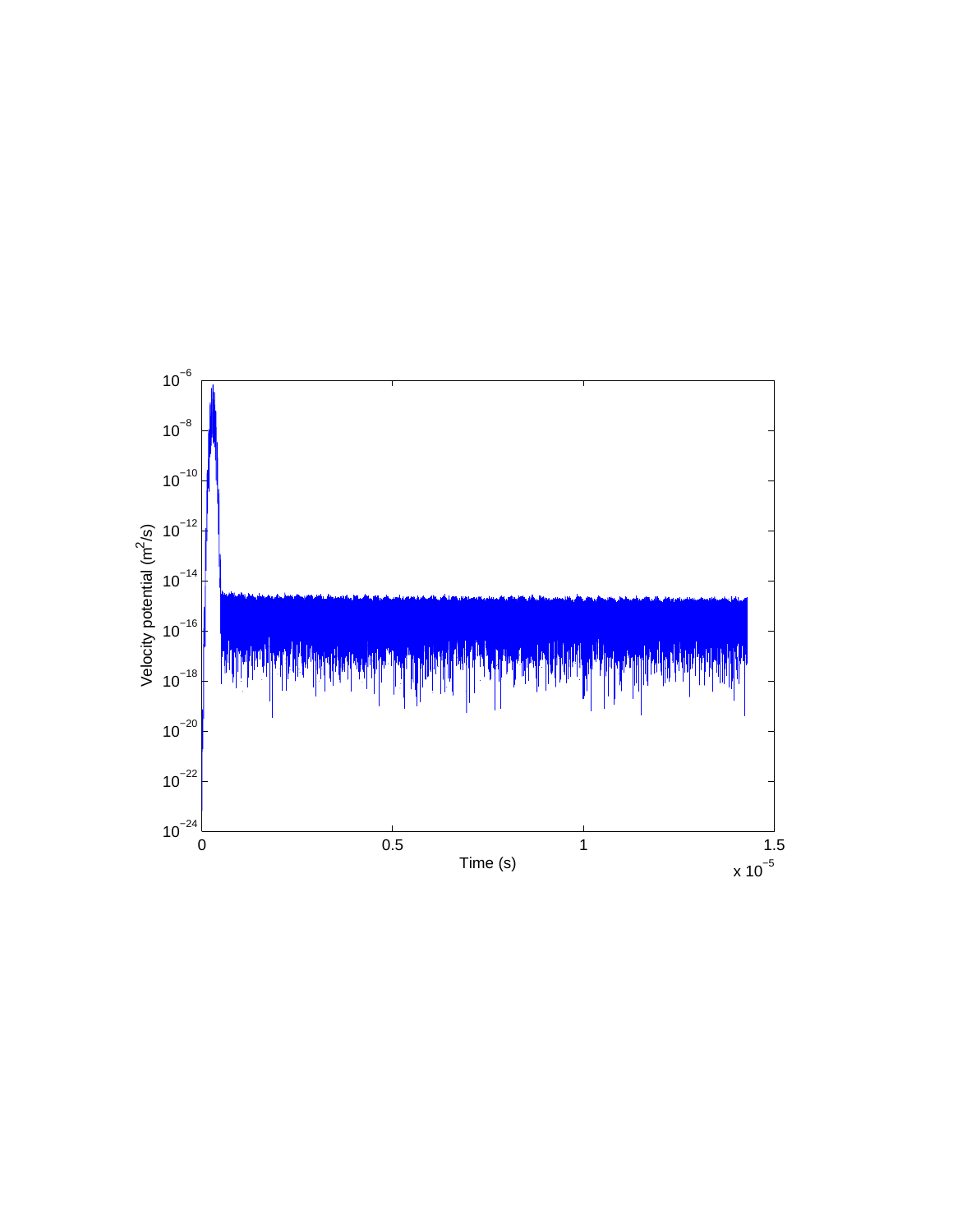Velocity potential ($m^2/s$)

$10^{-6}$
$10^{-8}$
$10^{-10}$
$10^{-12}$
$10^{-14}$
$10^{-16}$
$10^{-18}$
$10^{-20}$
$10^{-22}$
$10^{-24}$

0
0.5
1
1.5

Time (s)

x $10^{-5}$